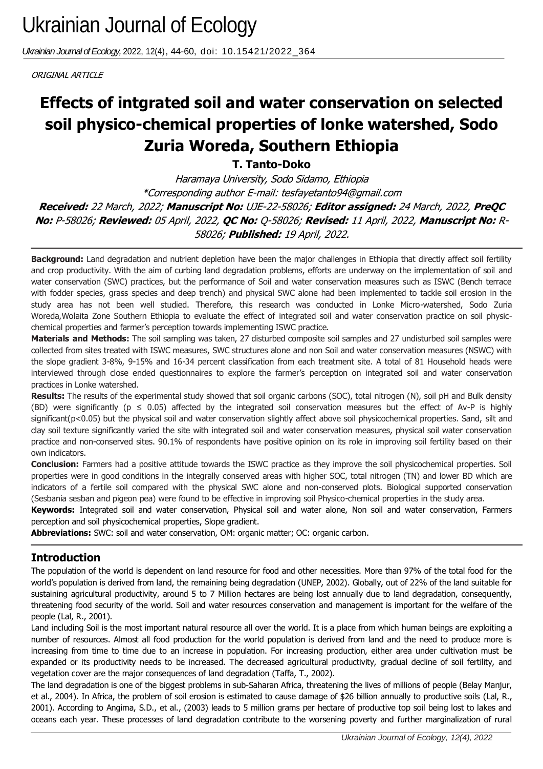# Ukrainian Journal of Ecology

*Ukrainian Journal of Ecology*, 2022, 12(4), 44-60, doi: 10.15421/2022_364

*ORIGINAL ARTICLE*

# Effects of intgrated soil and water conservation on selected soil physico-chemical properties of lonke watershed, Sodo Zuria Woreda, Southern Ethiopia

**T. Tanto-Doko**

*Haramaya University, Sodo Sidamo, Ethiopia*

*\*Corresponding author E-mail: tesfayetanto94@gmail.com*

***Received:*** *22 March, 2022;* ***Manuscript No:*** *UJE-22-58026;* ***Editor assigned:*** *24 March, 2022,* ***PreQC No:*** *P-58026;* ***Reviewed:*** *05 April, 2022,* ***QC No:*** *Q-58026;* ***Revised:*** *11 April, 2022,* ***Manuscript No:*** *R-58026;* ***Published:*** *19 April, 2022.*

**Background:** Land degradation and nutrient depletion have been the major challenges in Ethiopia that directly affect soil fertility and crop productivity. With the aim of curbing land degradation problems, efforts are underway on the implementation of soil and water conservation (SWC) practices, but the performance of Soil and water conservation measures such as ISWC (Bench terrace with fodder species, grass species and deep trench) and physical SWC alone had been implemented to tackle soil erosion in the study area has not been well studied. Therefore, this research was conducted in Lonke Micro-watershed, Sodo Zuria Woreda,Wolaita Zone Southern Ethiopia to evaluate the effect of integrated soil and water conservation practice on soil physic-chemical properties and farmer's perception towards implementing ISWC practice.

**Materials and Methods:** The soil sampling was taken, 27 disturbed composite soil samples and 27 undisturbed soil samples were collected from sites treated with ISWC measures, SWC structures alone and non Soil and water conservation measures (NSWC) with the slope gradient 3-8%, 9-15% and 16-34 percent classification from each treatment site. A total of 81 Household heads were interviewed through close ended questionnaires to explore the farmer's perception on integrated soil and water conservation practices in Lonke watershed.

**Results:** The results of the experimental study showed that soil organic carbons (SOC), total nitrogen (N), soil pH and Bulk density (BD) were significantly ($p \leq 0.05$) affected by the integrated soil conservation measures but the effect of Av-P is highly significant($p<0.05$) but the physical soil and water conservation slightly affect above soil physicochemical properties. Sand, silt and clay soil texture significantly varied the site with integrated soil and water conservation measures, physical soil water conservation practice and non-conserved sites. 90.1% of respondents have positive opinion on its role in improving soil fertility based on their own indicators.

**Conclusion:** Farmers had a positive attitude towards the ISWC practice as they improve the soil physicochemical properties. Soil properties were in good conditions in the integrally conserved areas with higher SOC, total nitrogen (TN) and lower BD which are indicators of a fertile soil compared with the physical SWC alone and non-conserved plots. Biological supported conservation (Sesbania sesban and pigeon pea) were found to be effective in improving soil Physico-chemical properties in the study area.

**Keywords:** Integrated soil and water conservation, Physical soil and water alone, Non soil and water conservation, Farmers perception and soil physicochemical properties, Slope gradient.

**Abbreviations:** SWC: soil and water conservation, OM: organic matter; OC: organic carbon.

## Introduction

The population of the world is dependent on land resource for food and other necessities. More than 97% of the total food for the world's population is derived from land, the remaining being degradation (UNEP, 2002). Globally, out of 22% of the land suitable for sustaining agricultural productivity, around 5 to 7 Million hectares are being lost annually due to land degradation, consequently, threatening food security of the world. Soil and water resources conservation and management is important for the welfare of the people (Lal, R., 2001).

Land including Soil is the most important natural resource all over the world. It is a place from which human beings are exploiting a number of resources. Almost all food production for the world population is derived from land and the need to produce more is increasing from time to time due to an increase in population. For increasing production, either area under cultivation must be expanded or its productivity needs to be increased. The decreased agricultural productivity, gradual decline of soil fertility, and vegetation cover are the major consequences of land degradation (Taffa, T., 2002).

The land degradation is one of the biggest problems in sub-Saharan Africa, threatening the lives of millions of people (Belay Manjur, et al., 2004). In Africa, the problem of soil erosion is estimated to cause damage of $26 billion annually to productive soils (Lal, R., 2001). According to Angima, S.D., et al., (2003) leads to 5 million grams per hectare of productive top soil being lost to lakes and oceans each year. These processes of land degradation contribute to the worsening poverty and further marginalization of rural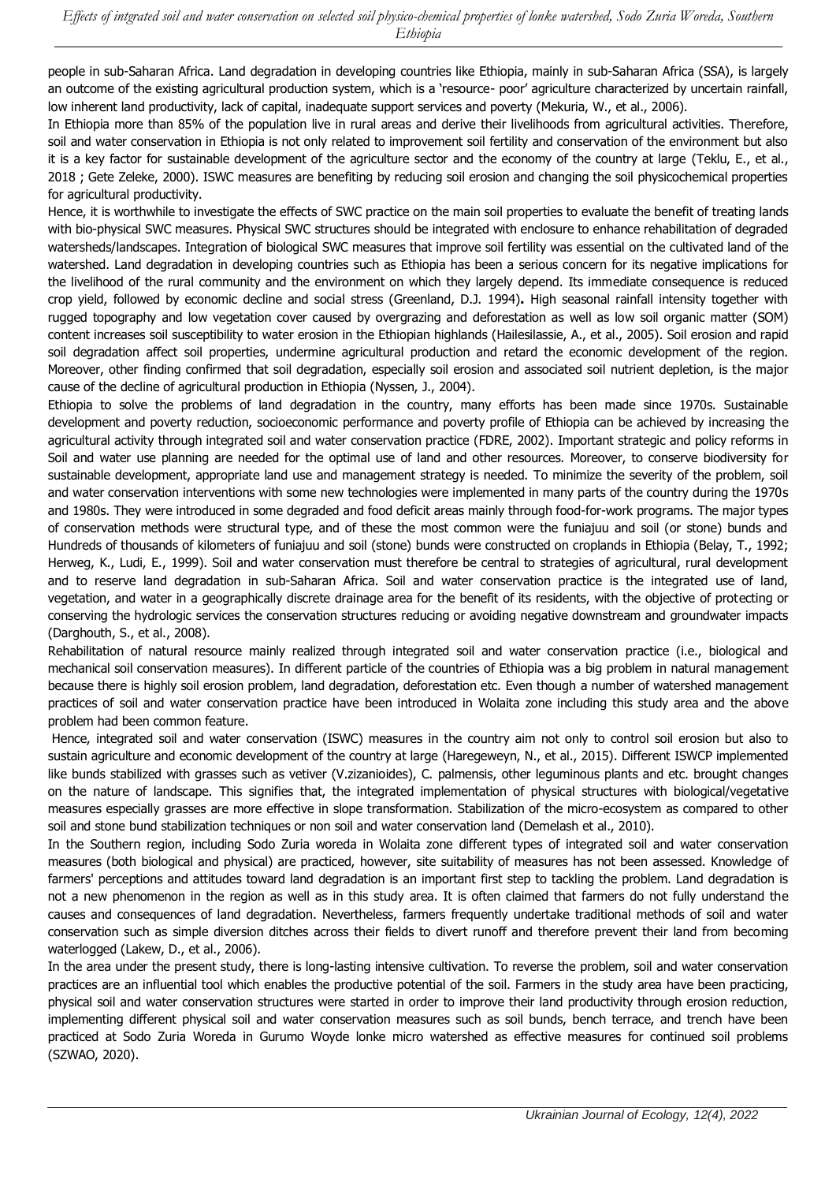people in sub-Saharan Africa. Land degradation in developing countries like Ethiopia, mainly in sub-Saharan Africa (SSA), is largely an outcome of the existing agricultural production system, which is a 'resource- poor' agriculture characterized by uncertain rainfall, low inherent land productivity, lack of capital, inadequate support services and poverty (Mekuria, W., et al., 2006).

In Ethiopia more than 85% of the population live in rural areas and derive their livelihoods from agricultural activities. Therefore, soil and water conservation in Ethiopia is not only related to improvement soil fertility and conservation of the environment but also it is a key factor for sustainable development of the agriculture sector and the economy of the country at large (Teklu, E., et al., 2018 ; Gete Zeleke, 2000). ISWC measures are benefiting by reducing soil erosion and changing the soil physicochemical properties for agricultural productivity.

Hence, it is worthwhile to investigate the effects of SWC practice on the main soil properties to evaluate the benefit of treating lands with bio-physical SWC measures. Physical SWC structures should be integrated with enclosure to enhance rehabilitation of degraded watersheds/landscapes. Integration of biological SWC measures that improve soil fertility was essential on the cultivated land of the watershed. Land degradation in developing countries such as Ethiopia has been a serious concern for its negative implications for the livelihood of the rural community and the environment on which they largely depend. Its immediate consequence is reduced crop yield, followed by economic decline and social stress (Greenland, D.J. 1994). High seasonal rainfall intensity together with rugged topography and low vegetation cover caused by overgrazing and deforestation as well as low soil organic matter (SOM) content increases soil susceptibility to water erosion in the Ethiopian highlands (Hailesilassie, A., et al., 2005). Soil erosion and rapid soil degradation affect soil properties, undermine agricultural production and retard the economic development of the region. Moreover, other finding confirmed that soil degradation, especially soil erosion and associated soil nutrient depletion, is the major cause of the decline of agricultural production in Ethiopia (Nyssen, J., 2004).

Ethiopia to solve the problems of land degradation in the country, many efforts has been made since 1970s. Sustainable development and poverty reduction, socioeconomic performance and poverty profile of Ethiopia can be achieved by increasing the agricultural activity through integrated soil and water conservation practice (FDRE, 2002). Important strategic and policy reforms in Soil and water use planning are needed for the optimal use of land and other resources. Moreover, to conserve biodiversity for sustainable development, appropriate land use and management strategy is needed. To minimize the severity of the problem, soil and water conservation interventions with some new technologies were implemented in many parts of the country during the 1970s and 1980s. They were introduced in some degraded and food deficit areas mainly through food-for-work programs. The major types of conservation methods were structural type, and of these the most common were the funiajuu and soil (or stone) bunds and Hundreds of thousands of kilometers of funiajuu and soil (stone) bunds were constructed on croplands in Ethiopia (Belay, T., 1992; Herweg, K., Ludi, E., 1999). Soil and water conservation must therefore be central to strategies of agricultural, rural development and to reserve land degradation in sub-Saharan Africa. Soil and water conservation practice is the integrated use of land, vegetation, and water in a geographically discrete drainage area for the benefit of its residents, with the objective of protecting or conserving the hydrologic services the conservation structures reducing or avoiding negative downstream and groundwater impacts (Darghouth, S., et al., 2008).

Rehabilitation of natural resource mainly realized through integrated soil and water conservation practice (i.e., biological and mechanical soil conservation measures). In different particle of the countries of Ethiopia was a big problem in natural management because there is highly soil erosion problem, land degradation, deforestation etc. Even though a number of watershed management practices of soil and water conservation practice have been introduced in Wolaita zone including this study area and the above problem had been common feature.

Hence, integrated soil and water conservation (ISWC) measures in the country aim not only to control soil erosion but also to sustain agriculture and economic development of the country at large (Haregeweyn, N., et al., 2015). Different ISWCP implemented like bunds stabilized with grasses such as vetiver (V.zizanioides), C. palmensis, other leguminous plants and etc. brought changes on the nature of landscape. This signifies that, the integrated implementation of physical structures with biological/vegetative measures especially grasses are more effective in slope transformation. Stabilization of the micro-ecosystem as compared to other soil and stone bund stabilization techniques or non soil and water conservation land (Demelash et al., 2010).

In the Southern region, including Sodo Zuria woreda in Wolaita zone different types of integrated soil and water conservation measures (both biological and physical) are practiced, however, site suitability of measures has not been assessed. Knowledge of farmers' perceptions and attitudes toward land degradation is an important first step to tackling the problem. Land degradation is not a new phenomenon in the region as well as in this study area. It is often claimed that farmers do not fully understand the causes and consequences of land degradation. Nevertheless, farmers frequently undertake traditional methods of soil and water conservation such as simple diversion ditches across their fields to divert runoff and therefore prevent their land from becoming waterlogged (Lakew, D., et al., 2006).

In the area under the present study, there is long-lasting intensive cultivation. To reverse the problem, soil and water conservation practices are an influential tool which enables the productive potential of the soil. Farmers in the study area have been practicing, physical soil and water conservation structures were started in order to improve their land productivity through erosion reduction, implementing different physical soil and water conservation measures such as soil bunds, bench terrace, and trench have been practiced at Sodo Zuria Woreda in Gurumo Woyde lonke micro watershed as effective measures for continued soil problems (SZWAO, 2020).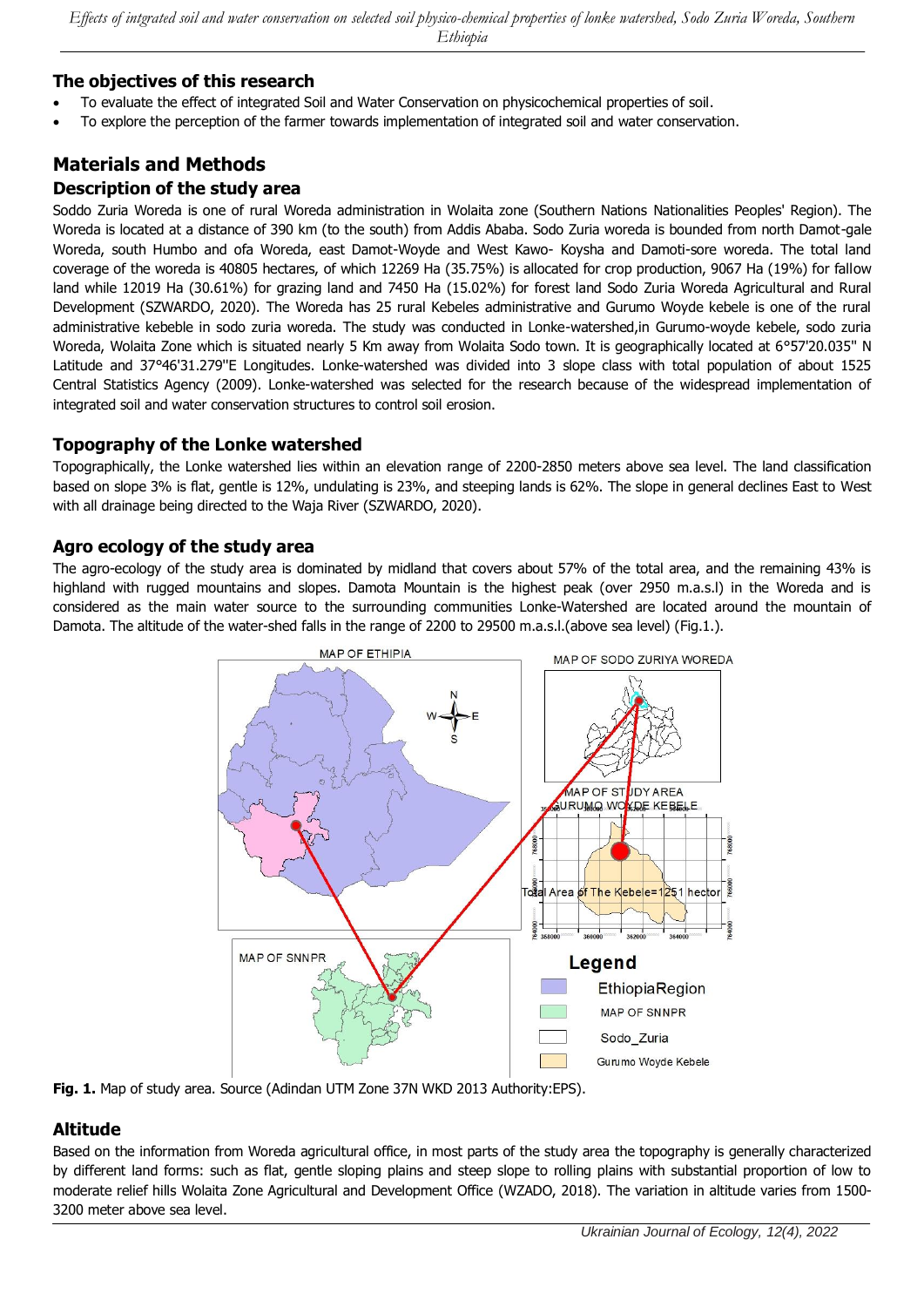## The objectives of this research

- To evaluate the effect of integrated Soil and Water Conservation on physicochemical properties of soil.
- To explore the perception of the farmer towards implementation of integrated soil and water conservation.

# Materials and Methods

## Description of the study area

Soddo Zuria Woreda is one of rural Woreda administration in Wolaita zone (Southern Nations Nationalities Peoples' Region). The Woreda is located at a distance of 390 km (to the south) from Addis Ababa. Sodo Zuria woreda is bounded from north Damot-gale Woreda, south Humbo and ofa Woreda, east Damot-Woyde and West Kawo- Koysha and Damoti-sore woreda. The total land coverage of the woreda is 40805 hectares, of which 12269 Ha (35.75%) is allocated for crop production, 9067 Ha (19%) for fallow land while 12019 Ha (30.61%) for grazing land and 7450 Ha (15.02%) for forest land Sodo Zuria Woreda Agricultural and Rural Development (SZWARDO, 2020). The Woreda has 25 rural Kebeles administrative and Gurumo Woyde kebele is one of the rural administrative kebeble in sodo zuria woreda. The study was conducted in Lonke-watershed,in Gurumo-woyde kebele, sodo zuria Woreda, Wolaita Zone which is situated nearly 5 Km away from Wolaita Sodo town. It is geographically located at 6°57'20.035'' N Latitude and 37°46'31.279''E Longitudes. Lonke-watershed was divided into 3 slope class with total population of about 1525 Central Statistics Agency (2009). Lonke-watershed was selected for the research because of the widespread implementation of integrated soil and water conservation structures to control soil erosion.

## Topography of the Lonke watershed

Topographically, the Lonke watershed lies within an elevation range of 2200-2850 meters above sea level. The land classification based on slope 3% is flat, gentle is 12%, undulating is 23%, and steeping lands is 62%. The slope in general declines East to West with all drainage being directed to the Waja River (SZWARDO, 2020).

## Agro ecology of the study area

The agro-ecology of the study area is dominated by midland that covers about 57% of the total area, and the remaining 43% is highland with rugged mountains and slopes. Damota Mountain is the highest peak (over 2950 m.a.s.l) in the Woreda and is considered as the main water source to the surrounding communities Lonke-Watershed are located around the mountain of Damota. The altitude of the water-shed falls in the range of 2200 to 29500 m.a.s.l.(above sea level) (Fig.1.).

**Fig. 1.** Map of study area. Source (Adindan UTM Zone 37N WKD 2013 Authority:EPS).

## Altitude

Based on the information from Woreda agricultural office, in most parts of the study area the topography is generally characterized by different land forms: such as flat, gentle sloping plains and steep slope to rolling plains with substantial proportion of low to moderate relief hills Wolaita Zone Agricultural and Development Office (WZADO, 2018). The variation in altitude varies from 1500-3200 meter above sea level.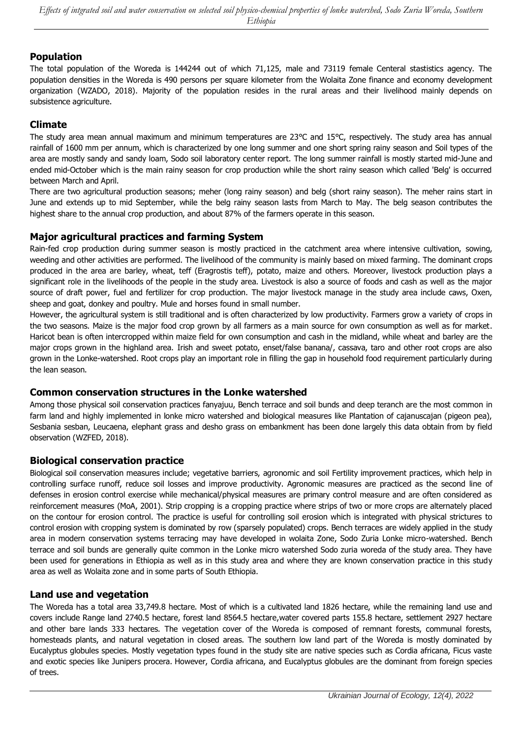## Population

The total population of the Woreda is 144244 out of which 71,125, male and 73119 female Centeral stastistics agency. The population densities in the Woreda is 490 persons per square kilometer from the Wolaita Zone finance and economy development organization (WZADO, 2018). Majority of the population resides in the rural areas and their livelihood mainly depends on subsistence agriculture.

## Climate

The study area mean annual maximum and minimum temperatures are 23°C and 15°C, respectively. The study area has annual rainfall of 1600 mm per annum, which is characterized by one long summer and one short spring rainy season and Soil types of the area are mostly sandy and sandy loam, Sodo soil laboratory center report. The long summer rainfall is mostly started mid-June and ended mid-October which is the main rainy season for crop production while the short rainy season which called 'Belg' is occurred between March and April.

There are two agricultural production seasons; meher (long rainy season) and belg (short rainy season). The meher rains start in June and extends up to mid September, while the belg rainy season lasts from March to May. The belg season contributes the highest share to the annual crop production, and about 87% of the farmers operate in this season.

## Major agricultural practices and farming System

Rain-fed crop production during summer season is mostly practiced in the catchment area where intensive cultivation, sowing, weeding and other activities are performed. The livelihood of the community is mainly based on mixed farming. The dominant crops produced in the area are barley, wheat, teff (Eragrostis teff), potato, maize and others. Moreover, livestock production plays a significant role in the livelihoods of the people in the study area. Livestock is also a source of foods and cash as well as the major source of draft power, fuel and fertilizer for crop production. The major livestock manage in the study area include caws, Oxen, sheep and goat, donkey and poultry. Mule and horses found in small number.

However, the agricultural system is still traditional and is often characterized by low productivity. Farmers grow a variety of crops in the two seasons. Maize is the major food crop grown by all farmers as a main source for own consumption as well as for market. Haricot bean is often intercropped within maize field for own consumption and cash in the midland, while wheat and barley are the major crops grown in the highland area. Irish and sweet potato, enset/false banana/, cassava, taro and other root crops are also grown in the Lonke-watershed. Root crops play an important role in filling the gap in household food requirement particularly during the lean season.

## Common conservation structures in the Lonke watershed

Among those physical soil conservation practices fanyajuu, Bench terrace and soil bunds and deep teranch are the most common in farm land and highly implemented in lonke micro watershed and biological measures like Plantation of cajanuscajan (pigeon pea), Sesbania sesban, Leucaena, elephant grass and desho grass on embankment has been done largely this data obtain from by field observation (WZFED, 2018).

## Biological conservation practice

Biological soil conservation measures include; vegetative barriers, agronomic and soil Fertility improvement practices, which help in controlling surface runoff, reduce soil losses and improve productivity. Agronomic measures are practiced as the second line of defenses in erosion control exercise while mechanical/physical measures are primary control measure and are often considered as reinforcement measures (MoA, 2001). Strip cropping is a cropping practice where strips of two or more crops are alternately placed on the contour for erosion control. The practice is useful for controlling soil erosion which is integrated with physical strictures to control erosion with cropping system is dominated by row (sparsely populated) crops. Bench terraces are widely applied in the study area in modern conservation systems terracing may have developed in wolaita Zone, Sodo Zuria Lonke micro-watershed. Bench terrace and soil bunds are generally quite common in the Lonke micro watershed Sodo zuria woreda of the study area. They have been used for generations in Ethiopia as well as in this study area and where they are known conservation practice in this study area as well as Wolaita zone and in some parts of South Ethiopia.

## Land use and vegetation

The Woreda has a total area 33,749.8 hectare. Most of which is a cultivated land 1826 hectare, while the remaining land use and covers include Range land 2740.5 hectare, forest land 8564.5 hectare,water covered parts 155.8 hectare, settlement 2927 hectare and other bare lands 333 hectares. The vegetation cover of the Woreda is composed of remnant forests, communal forests, homesteads plants, and natural vegetation in closed areas. The southern low land part of the Woreda is mostly dominated by Eucalyptus globules species. Mostly vegetation types found in the study site are native species such as Cordia africana, Ficus vaste and exotic species like Junipers procera. However, Cordia africana, and Eucalyptus globules are the dominant from foreign species of trees.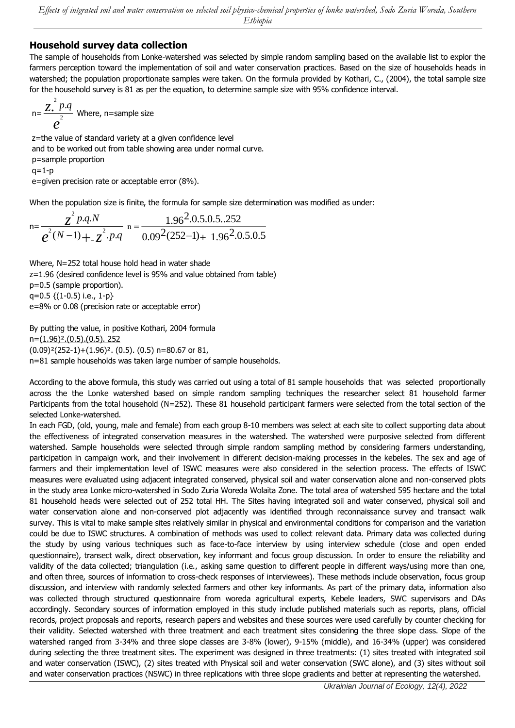## Household survey data collection

The sample of households from Lonke-watershed was selected by simple random sampling based on the available list to explor the farmers perception toward the implementation of soil and water conservation practices. Based on the size of households heads in watershed; the population proportionate samples were taken. On the formula provided by Kothari, C., (2004), the total sample size for the household survey is 81 as per the equation, to determine sample size with 95% confidence interval.

$$n=\frac{Z.^{2} p.q}{e^{2}}$$ Where, n=sample size

z=the value of standard variety at a given confidence level
and to be worked out from table showing area under normal curve.
p=sample proportion
q=1-p
e=given precision rate or acceptable error (8%).

When the population size is finite, the formula for sample size determination was modified as under:

$$n=\frac{z^{2} p.q.N}{e^{2}(N-1)+z^{2}.p.q} \quad n=\frac{1.96^{2}.0.5.0.5..252}{0.09^{2}(252-1)+1.96^{2}.0.5.0.5}$$

Where, N=252 total house hold head in water shade
z=1.96 (desired confidence level is 95% and value obtained from table)
p=0.5 (sample proportion).
q=0.5 {(1-0.5) i.e., 1-p}
e=8% or 0.08 (precision rate or acceptable error)

By putting the value, in positive Kothari, 2004 formula
$n=\frac{(1.96)^2.(0.5).(0.5).\ 252}{(0.09)^2(252-1)+(1.96)^2.\ (0.5).\ (0.5)}$ n=80.67 or 81,
n=81 sample households was taken large number of sample households.

According to the above formula, this study was carried out using a total of 81 sample households that was selected proportionally across the the Lonke watershed based on simple random sampling techniques the researcher select 81 household farmer Participants from the total household (N=252). These 81 household participant farmers were selected from the total section of the selected Lonke-watershed.

In each FGD, (old, young, male and female) from each group 8-10 members was select at each site to collect supporting data about the effectiveness of integrated conservation measures in the watershed. The watershed were purposive selected from different watershed. Sample households were selected through simple random sampling method by considering farmers understanding, participation in campaign work, and their involvement in different decision-making processes in the kebeles. The sex and age of farmers and their implementation level of ISWC measures were also considered in the selection process. The effects of ISWC measures were evaluated using adjacent integrated conserved, physical soil and water conservation alone and non-conserved plots in the study area Lonke micro-watershed in Sodo Zuria Woreda Wolaita Zone. The total area of watershed 595 hectare and the total 81 household heads were selected out of 252 total HH. The Sites having integrated soil and water conserved, physical soil and water conservation alone and non-conserved plot adjacently was identified through reconnaissance survey and transact walk survey. This is vital to make sample sites relatively similar in physical and environmental conditions for comparison and the variation could be due to ISWC structures. A combination of methods was used to collect relevant data. Primary data was collected during the study by using various techniques such as face-to-face interview by using interview schedule (close and open ended questionnaire), transect walk, direct observation, key informant and focus group discussion. In order to ensure the reliability and validity of the data collected; triangulation (i.e., asking same question to different people in different ways/using more than one, and often three, sources of information to cross-check responses of interviewees). These methods include observation, focus group discussion, and interview with randomly selected farmers and other key informants. As part of the primary data, information also was collected through structured questionnaire from woreda agricultural experts, Kebele leaders, SWC supervisors and DAs accordingly. Secondary sources of information employed in this study include published materials such as reports, plans, official records, project proposals and reports, research papers and websites and these sources were used carefully by counter checking for their validity. Selected watershed with three treatment and each treatment sites considering the three slope class. Slope of the watershed ranged from 3-34% and three slope classes are 3-8% (lower), 9-15% (middle), and 16-34% (upper) was considered during selecting the three treatment sites. The experiment was designed in three treatments: (1) sites treated with integrated soil and water conservation (ISWC), (2) sites treated with Physical soil and water conservation (SWC alone), and (3) sites without soil and water conservation practices (NSWC) in three replications with three slope gradients and better at representing the watershed.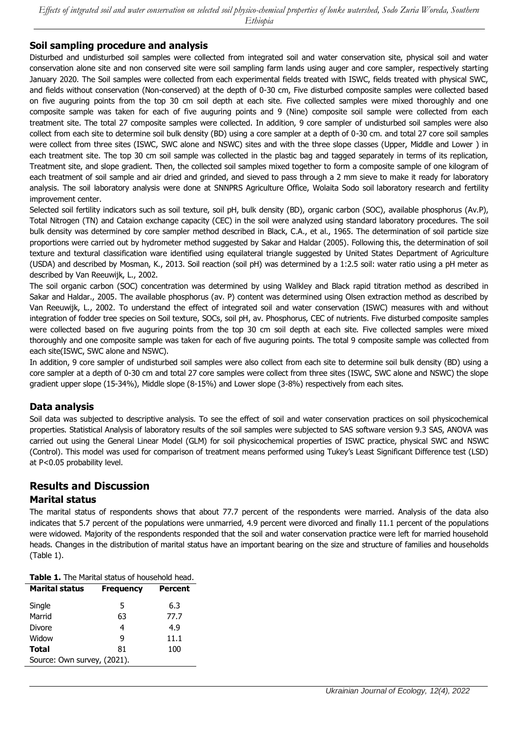## Soil sampling procedure and analysis

Disturbed and undisturbed soil samples were collected from integrated soil and water conservation site, physical soil and water conservation alone site and non conserved site were soil sampling farm lands using auger and core sampler, respectively starting January 2020. The Soil samples were collected from each experimental fields treated with ISWC, fields treated with physical SWC, and fields without conservation (Non-conserved) at the depth of 0-30 cm, Five disturbed composite samples were collected based on five auguring points from the top 30 cm soil depth at each site. Five collected samples were mixed thoroughly and one composite sample was taken for each of five auguring points and 9 (Nine) composite soil sample were collected from each treatment site. The total 27 composite samples were collected. In addition, 9 core sampler of undisturbed soil samples were also collect from each site to determine soil bulk density (BD) using a core sampler at a depth of 0-30 cm. and total 27 core soil samples were collect from three sites (ISWC, SWC alone and NSWC) sites and with the three slope classes (Upper, Middle and Lower ) in each treatment site. The top 30 cm soil sample was collected in the plastic bag and tagged separately in terms of its replication, Treatment site, and slope gradient. Then, the collected soil samples mixed together to form a composite sample of one kilogram of each treatment of soil sample and air dried and grinded, and sieved to pass through a 2 mm sieve to make it ready for laboratory analysis. The soil laboratory analysis were done at SNNPRS Agriculture Office, Wolaita Sodo soil laboratory research and fertility improvement center.

Selected soil fertility indicators such as soil texture, soil pH, bulk density (BD), organic carbon (SOC), available phosphorus (Av.P), Total Nitrogen (TN) and Cataion exchange capacity (CEC) in the soil were analyzed using standard laboratory procedures. The soil bulk density was determined by core sampler method described in Black, C.A., et al., 1965. The determination of soil particle size proportions were carried out by hydrometer method suggested by Sakar and Haldar (2005). Following this, the determination of soil texture and textural classification ware identified using equilateral triangle suggested by United States Department of Agriculture (USDA) and described by Mosman, K., 2013. Soil reaction (soil pH) was determined by a 1:2.5 soil: water ratio using a pH meter as described by Van Reeuwijk, L., 2002.

The soil organic carbon (SOC) concentration was determined by using Walkley and Black rapid titration method as described in Sakar and Haldar., 2005. The available phosphorus (av. P) content was determined using Olsen extraction method as described by Van Reeuwijk, L., 2002. To understand the effect of integrated soil and water conservation (ISWC) measures with and without integration of fodder tree species on Soil texture, SOCs, soil pH, av. Phosphorus, CEC of nutrients. Five disturbed composite samples were collected based on five auguring points from the top 30 cm soil depth at each site. Five collected samples were mixed thoroughly and one composite sample was taken for each of five auguring points. The total 9 composite sample was collected from each site(ISWC, SWC alone and NSWC).

In addition, 9 core sampler of undisturbed soil samples were also collect from each site to determine soil bulk density (BD) using a core sampler at a depth of 0-30 cm and total 27 core samples were collect from three sites (ISWC, SWC alone and NSWC) the slope gradient upper slope (15-34%), Middle slope (8-15%) and Lower slope (3-8%) respectively from each sites.

## Data analysis

Soil data was subjected to descriptive analysis. To see the effect of soil and water conservation practices on soil physicochemical properties. Statistical Analysis of laboratory results of the soil samples were subjected to SAS software version 9.3 SAS, ANOVA was carried out using the General Linear Model (GLM) for soil physicochemical properties of ISWC practice, physical SWC and NSWC (Control). This model was used for comparison of treatment means performed using Tukey's Least Significant Difference test (LSD) at $P<0.05$ probability level.

# Results and Discussion

## Marital status

The marital status of respondents shows that about 77.7 percent of the respondents were married. Analysis of the data also indicates that 5.7 percent of the populations were unmarried, 4.9 percent were divorced and finally 11.1 percent of the populations were widowed. Majority of the respondents responded that the soil and water conservation practice were left for married household heads. Changes in the distribution of marital status have an important bearing on the size and structure of families and households (Table 1).

**Table 1.** The Marital status of household head.

| Marital status | Frequency | Percent |
|---|---|---|
| Single | 5 | 6.3 |
| Marrid | 63 | 77.7 |
| Divore | 4 | 4.9 |
| Widow | 9 | 11.1 |
| **Total** | 81 | 100 |

Source: Own survey, (2021).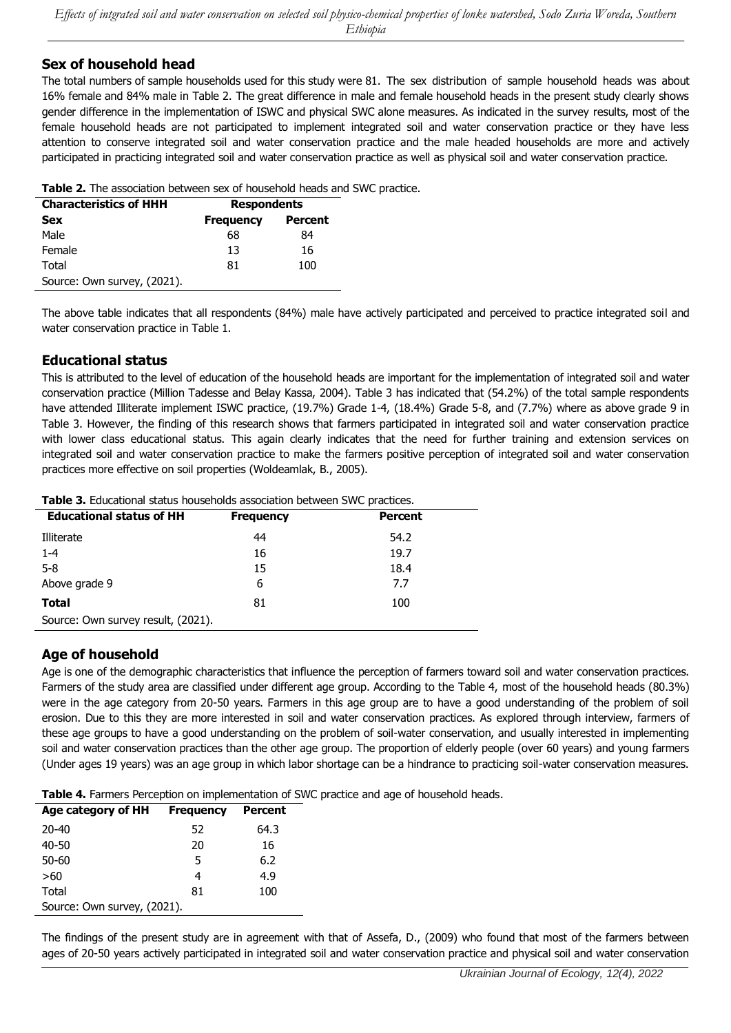## Sex of household head

The total numbers of sample households used for this study were 81. The sex distribution of sample household heads was about 16% female and 84% male in Table 2. The great difference in male and female household heads in the present study clearly shows gender difference in the implementation of ISWC and physical SWC alone measures. As indicated in the survey results, most of the female household heads are not participated to implement integrated soil and water conservation practice or they have less attention to conserve integrated soil and water conservation practice and the male headed households are more and actively participated in practicing integrated soil and water conservation practice as well as physical soil and water conservation practice.

**Table 2.** The association between sex of household heads and SWC practice.

| Characteristics of HHH | Respondents | |
|---|---|---|
| **Sex** | **Frequency** | **Percent** |
| Male | 68 | 84 |
| Female | 13 | 16 |
| Total | 81 | 100 |
| Source: Own survey, (2021). | | |

The above table indicates that all respondents (84%) male have actively participated and perceived to practice integrated soil and water conservation practice in Table 1.

## Educational status

This is attributed to the level of education of the household heads are important for the implementation of integrated soil and water conservation practice (Million Tadesse and Belay Kassa, 2004). Table 3 has indicated that (54.2%) of the total sample respondents have attended Illiterate implement ISWC practice, (19.7%) Grade 1-4, (18.4%) Grade 5-8, and (7.7%) where as above grade 9 in Table 3. However, the finding of this research shows that farmers participated in integrated soil and water conservation practice with lower class educational status. This again clearly indicates that the need for further training and extension services on integrated soil and water conservation practice to make the farmers positive perception of integrated soil and water conservation practices more effective on soil properties (Woldeamlak, B., 2005).

**Table 3.** Educational status households association between SWC practices.

| Educational status of HH | Frequency | Percent |
|---|---|---|
| Illiterate | 44 | 54.2 |
| 1-4 | 16 | 19.7 |
| 5-8 | 15 | 18.4 |
| Above grade 9 | 6 | 7.7 |
| **Total** | 81 | 100 |
| Source: Own survey result, (2021). | | |

## Age of household

Age is one of the demographic characteristics that influence the perception of farmers toward soil and water conservation practices. Farmers of the study area are classified under different age group. According to the Table 4, most of the household heads (80.3%) were in the age category from 20-50 years. Farmers in this age group are to have a good understanding of the problem of soil erosion. Due to this they are more interested in soil and water conservation practices. As explored through interview, farmers of these age groups to have a good understanding on the problem of soil-water conservation, and usually interested in implementing soil and water conservation practices than the other age group. The proportion of elderly people (over 60 years) and young farmers (Under ages 19 years) was an age group in which labor shortage can be a hindrance to practicing soil-water conservation measures.

**Table 4.** Farmers Perception on implementation of SWC practice and age of household heads.

| Age category of HH | Frequency | Percent |
|---|---|---|
| 20-40 | 52 | 64.3 |
| 40-50 | 20 | 16 |
| 50-60 | 5 | 6.2 |
| >60 | 4 | 4.9 |
| Total | 81 | 100 |
| Source: Own survey, (2021). | | |

The findings of the present study are in agreement with that of Assefa, D., (2009) who found that most of the farmers between ages of 20-50 years actively participated in integrated soil and water conservation practice and physical soil and water conservation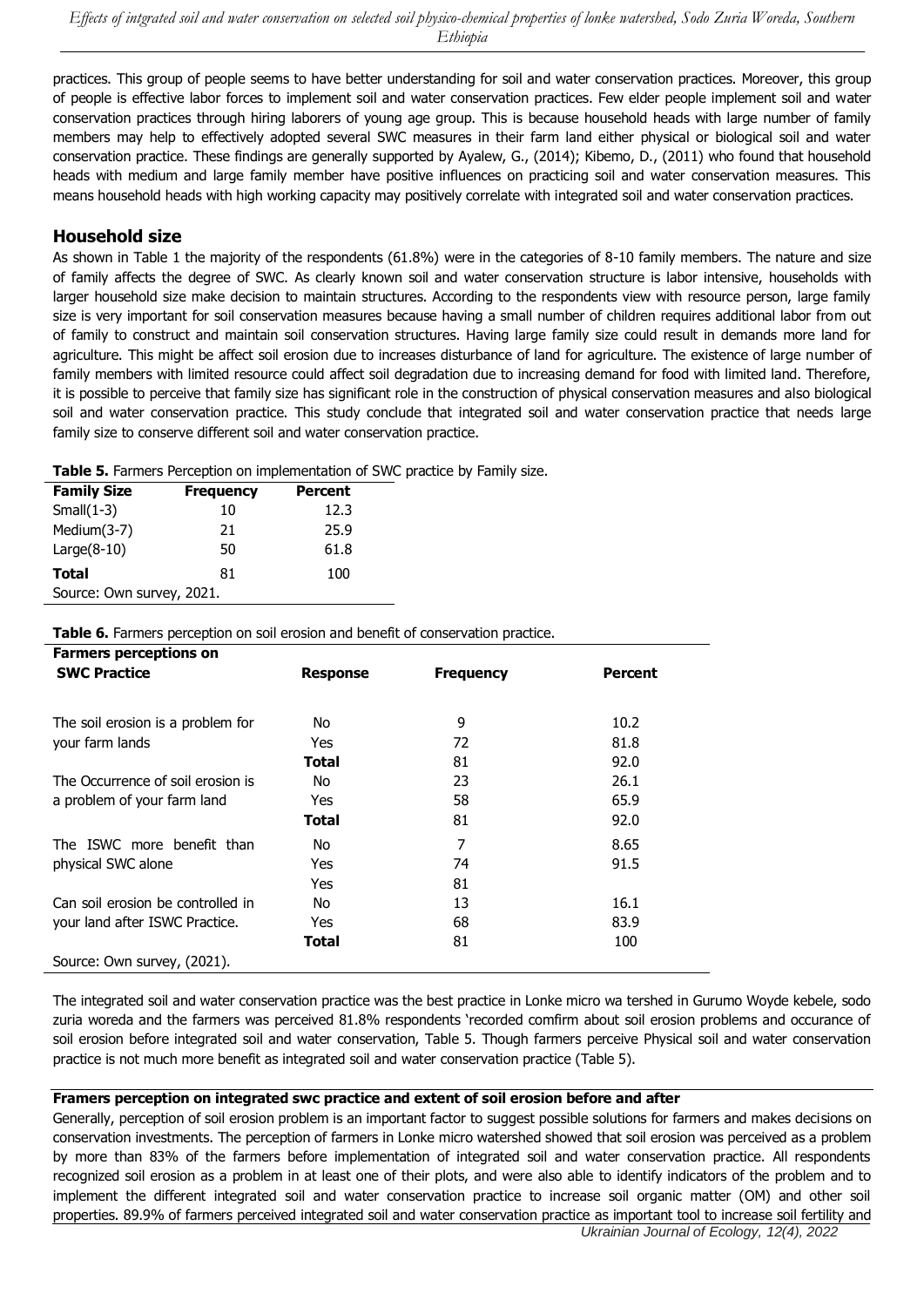practices. This group of people seems to have better understanding for soil and water conservation practices. Moreover, this group of people is effective labor forces to implement soil and water conservation practices. Few elder people implement soil and water conservation practices through hiring laborers of young age group. This is because household heads with large number of family members may help to effectively adopted several SWC measures in their farm land either physical or biological soil and water conservation practice. These findings are generally supported by Ayalew, G., (2014); Kibemo, D., (2011) who found that household heads with medium and large family member have positive influences on practicing soil and water conservation measures. This means household heads with high working capacity may positively correlate with integrated soil and water conservation practices.

## Household size

As shown in Table 1 the majority of the respondents (61.8%) were in the categories of 8-10 family members. The nature and size of family affects the degree of SWC. As clearly known soil and water conservation structure is labor intensive, households with larger household size make decision to maintain structures. According to the respondents view with resource person, large family size is very important for soil conservation measures because having a small number of children requires additional labor from out of family to construct and maintain soil conservation structures. Having large family size could result in demands more land for agriculture. This might be affect soil erosion due to increases disturbance of land for agriculture. The existence of large number of family members with limited resource could affect soil degradation due to increasing demand for food with limited land. Therefore, it is possible to perceive that family size has significant role in the construction of physical conservation measures and also biological soil and water conservation practice. This study conclude that integrated soil and water conservation practice that needs large family size to conserve different soil and water conservation practice.

**Table 5.** Farmers Perception on implementation of SWC practice by Family size.

| Family Size | Frequency | Percent |
|---|---|---|
| Small(1-3) | 10 | 12.3 |
| Medium(3-7) | 21 | 25.9 |
| Large(8-10) | 50 | 61.8 |
| **Total** | 81 | 100 |

Source: Own survey, 2021.

**Table 6.** Farmers perception on soil erosion and benefit of conservation practice.

| Farmers perceptions on SWC Practice | Response | Frequency | Percent |
|---|---|---|---|
| The soil erosion is a problem for your farm lands | No | 9 | 10.2 |
| | Yes | 72 | 81.8 |
| | **Total** | 81 | 92.0 |
| The Occurrence of soil erosion is a problem of your farm land | No | 23 | 26.1 |
| | Yes | 58 | 65.9 |
| | **Total** | 81 | 92.0 |
| The ISWC more benefit than physical SWC alone | No | 7 | 8.65 |
| | Yes | 74 | 91.5 |
| | Yes | 81 | |
| Can soil erosion be controlled in your land after ISWC Practice. | No | 13 | 16.1 |
| | Yes | 68 | 83.9 |
| | **Total** | 81 | 100 |

Source: Own survey, (2021).

The integrated soil and water conservation practice was the best practice in Lonke micro wa tershed in Gurumo Woyde kebele, sodo zuria woreda and the farmers was perceived 81.8% respondents 'recorded comfirm about soil erosion problems and occurance of soil erosion before integrated soil and water conservation, Table 5. Though farmers perceive Physical soil and water conservation practice is not much more benefit as integrated soil and water conservation practice (Table 5).

### Framers perception on integrated swc practice and extent of soil erosion before and after

Generally, perception of soil erosion problem is an important factor to suggest possible solutions for farmers and makes decisions on conservation investments. The perception of farmers in Lonke micro watershed showed that soil erosion was perceived as a problem by more than 83% of the farmers before implementation of integrated soil and water conservation practice. All respondents recognized soil erosion as a problem in at least one of their plots, and were also able to identify indicators of the problem and to implement the different integrated soil and water conservation practice to increase soil organic matter (OM) and other soil properties. 89.9% of farmers perceived integrated soil and water conservation practice as important tool to increase soil fertility and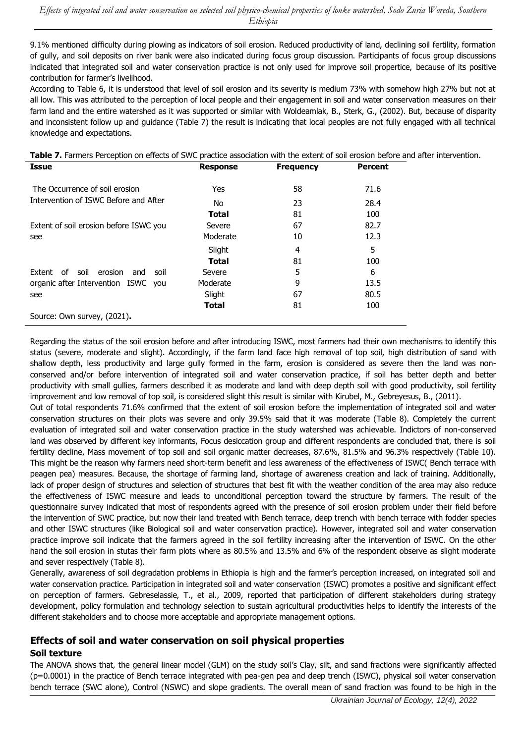9.1% mentioned difficulty during plowing as indicators of soil erosion. Reduced productivity of land, declining soil fertility, formation of gully, and soil deposits on river bank were also indicated during focus group discussion. Participants of focus group discussions indicated that integrated soil and water conservation practice is not only used for improve soil propertice, because of its positive contribution for farmer's livelihood.

According to Table 6, it is understood that level of soil erosion and its severity is medium 73% with somehow high 27% but not at all low. This was attributed to the perception of local people and their engagement in soil and water conservation measures on their farm land and the entire watershed as it was supported or similar with Woldeamlak, B., Sterk, G., (2002). But, because of disparity and inconsistent follow up and guidance (Table 7) the result is indicating that local peoples are not fully engaged with all technical knowledge and expectations.

**Table 7.** Farmers Perception on effects of SWC practice association with the extent of soil erosion before and after intervention.

| Issue | Response | Frequency | Percent |
|---|---|---|---|
| The Occurrence of soil erosion Intervention of ISWC Before and After | Yes | 58 | 71.6 |
| | No | 23 | 28.4 |
| | **Total** | 81 | 100 |
| Extent of soil erosion before ISWC you see | Severe | 67 | 82.7 |
| | Moderate | 10 | 12.3 |
| | Slight | 4 | 5 |
| | **Total** | 81 | 100 |
| Extent of soil erosion and soil organic after Intervention ISWC you see | Severe | 5 | 6 |
| | Moderate | 9 | 13.5 |
| | Slight | 67 | 80.5 |
| | **Total** | 81 | 100 |

Source: Own survey, (2021)**.**

Regarding the status of the soil erosion before and after introducing ISWC, most farmers had their own mechanisms to identify this status (severe, moderate and slight). Accordingly, if the farm land face high removal of top soil, high distribution of sand with shallow depth, less productivity and large gully formed in the farm, erosion is considered as severe then the land was non-conserved and/or before intervention of integrated soil and water conservation practice, if soil has better depth and better productivity with small gullies, farmers described it as moderate and land with deep depth soil with good productivity, soil fertility improvement and low removal of top soil, is considered slight this result is similar with Kirubel, M., Gebreyesus, B., (2011).

Out of total respondents 71.6% confirmed that the extent of soil erosion before the implementation of integrated soil and water conservation structures on their plots was severe and only 39.5% said that it was moderate (Table 8). Completely the current evaluation of integrated soil and water conservation practice in the study watershed was achievable. Indictors of non-conserved land was observed by different key informants, Focus desiccation group and different respondents are concluded that, there is soil fertility decline, Mass movement of top soil and soil organic matter decreases, 87.6%, 81.5% and 96.3% respectively (Table 10). This might be the reason why farmers need short-term benefit and less awareness of the effectiveness of ISWC( Bench terrace with peagen pea) measures. Because, the shortage of farming land, shortage of awareness creation and lack of training. Additionally, lack of proper design of structures and selection of structures that best fit with the weather condition of the area may also reduce the effectiveness of ISWC measure and leads to unconditional perception toward the structure by farmers. The result of the questionnaire survey indicated that most of respondents agreed with the presence of soil erosion problem under their field before the intervention of SWC practice, but now their land treated with Bench terrace, deep trench with bench terrace with fodder species and other ISWC structures (like Biological soil and water conservation practice). However, integrated soil and water conservation practice improve soil indicate that the farmers agreed in the soil fertility increasing after the intervention of ISWC. On the other hand the soil erosion in stutas their farm plots where as 80.5% and 13.5% and 6% of the respondent observe as slight moderate and sever respectively (Table 8).

Generally, awareness of soil degradation problems in Ethiopia is high and the farmer's perception increased, on integrated soil and water conservation practice. Participation in integrated soil and water conservation (ISWC) promotes a positive and significant effect on perception of farmers. Gebreselassie, T., et al., 2009, reported that participation of different stakeholders during strategy development, policy formulation and technology selection to sustain agricultural productivities helps to identify the interests of the different stakeholders and to choose more acceptable and appropriate management options.

## Effects of soil and water conservation on soil physical properties

### Soil texture

The ANOVA shows that, the general linear model (GLM) on the study soil's Clay, silt, and sand fractions were significantly affected ($p=0.0001$) in the practice of Bench terrace integrated with pea-gen pea and deep trench (ISWC), physical soil water conservation bench terrace (SWC alone), Control (NSWC) and slope gradients. The overall mean of sand fraction was found to be high in the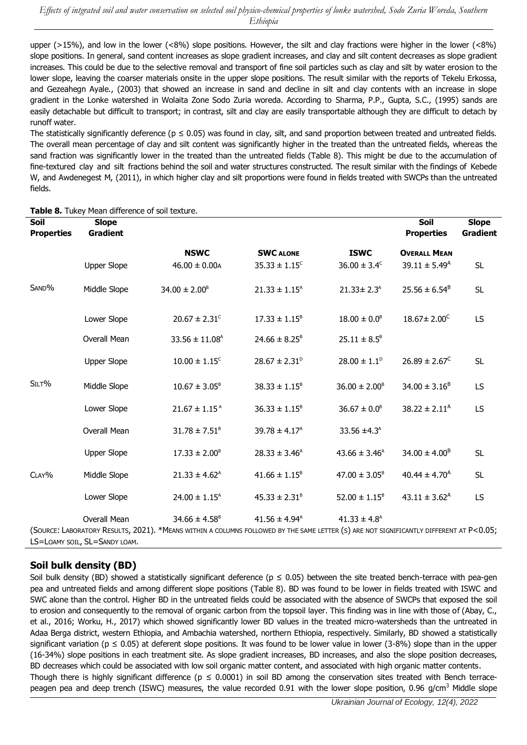upper (>15%), and low in the lower (<8%) slope positions. However, the silt and clay fractions were higher in the lower (<8%) slope positions. In general, sand content increases as slope gradient increases, and clay and silt content decreases as slope gradient increases. This could be due to the selective removal and transport of fine soil particles such as clay and silt by water erosion to the lower slope, leaving the coarser materials onsite in the upper slope positions. The result similar with the reports of Tekelu Erkossa, and Gezeahegn Ayale., (2003) that showed an increase in sand and decline in silt and clay contents with an increase in slope gradient in the Lonke watershed in Wolaita Zone Sodo Zuria woreda. According to Sharma, P.P., Gupta, S.C., (1995) sands are easily detachable but difficult to transport; in contrast, silt and clay are easily transportable although they are difficult to detach by runoff water.

The statistically significantly deference ($p \leq 0.05$) was found in clay, silt, and sand proportion between treated and untreated fields. The overall mean percentage of clay and silt content was significantly higher in the treated than the untreated fields, whereas the sand fraction was significantly lower in the treated than the untreated fields (Table 8). This might be due to the accumulation of fine-textured clay and silt fractions behind the soil and water structures constructed. The result similar with the findings of Kebede W, and Awdenegest M, (2011), in which higher clay and silt proportions were found in fields treated with SWCPs than the untreated fields.

**Table 8.** Tukey Mean difference of soil texture.

| Soil Properties | Slope Gradient | NSWC | SWC alone | ISWC | Overall Mean | Soil Properties / Slope Gradient |
|---|---|---|---|---|---|---|
| Sand% | Upper Slope | $46.00 \pm 0.00^{A}$ | $35.33 \pm 1.15^{C}$ | $36.00 \pm 3.4^{C}$ | $39.11 \pm 5.49^{A}$ | SL |
| | Middle Slope | $34.00 \pm 2.00^{B}$ | $21.33 \pm 1.15^{A}$ | $21.33 \pm 2.3^{A}$ | $25.56 \pm 6.54^{B}$ | SL |
| | Lower Slope | $20.67 \pm 2.31^{C}$ | $17.33 \pm 1.15^{B}$ | $18.00 \pm 0.0^{B}$ | $18.67 \pm 2.00^{C}$ | LS |
| | Overall Mean | $33.56 \pm 11.08^{A}$ | $24.66 \pm 8.25^{B}$ | $25.11 \pm 8.5^{B}$ | | |
| Silt% | Upper Slope | $10.00 \pm 1.15^{C}$ | $28.67 \pm 2.31^{D}$ | $28.00 \pm 1.1^{D}$ | $26.89 \pm 2.67^{C}$ | SL |
| | Middle Slope | $10.67 \pm 3.05^{B}$ | $38.33 \pm 1.15^{B}$ | $36.00 \pm 2.00^{B}$ | $34.00 \pm 3.16^{B}$ | LS |
| | Lower Slope | $21.67 \pm 1.15^{A}$ | $36.33 \pm 1.15^{B}$ | $36.67 \pm 0.0^{B}$ | $38.22 \pm 2.11^{A}$ | LS |
| | Overall Mean | $31.78 \pm 7.51^{B}$ | $39.78 \pm 4.17^{A}$ | $33.56 \pm 4.3^{A}$ | | |
| Clay% | Upper Slope | $17.33 \pm 2.00^{B}$ | $28.33 \pm 3.46^{A}$ | $43.66 \pm 3.46^{A}$ | $34.00 \pm 4.00^{B}$ | SL |
| | Middle Slope | $21.33 \pm 4.62^{A}$ | $41.66 \pm 1.15^{B}$ | $47.00 \pm 3.05^{B}$ | $40.44 \pm 4.70^{A}$ | SL |
| | Lower Slope | $24.00 \pm 1.15^{A}$ | $45.33 \pm 2.31^{B}$ | $52.00 \pm 1.15^{B}$ | $43.11 \pm 3.62^{A}$ | LS |
| | Overall Mean | $34.66 \pm 4.58^{B}$ | $41.56 \pm 4.94^{A}$ | $41.33 \pm 4.8^{A}$ | | |

(Source: Laboratory Results, 2021). *Means within a columns followed by the same letter (s) are not significantly different at $P<0.05$; LS=Loamy soil, SL=Sandy loam.

## Soil bulk density (BD)

Soil bulk density (BD) showed a statistically significant deference ($p \leq 0.05$) between the site treated bench-terrace with pea-gen pea and untreated fields and among different slope positions (Table 8). BD was found to be lower in fields treated with ISWC and SWC alone than the control. Higher BD in the untreated fields could be associated with the absence of SWCPs that exposed the soil to erosion and consequently to the removal of organic carbon from the topsoil layer. This finding was in line with those of (Abay, C., et al., 2016; Worku, H., 2017) which showed significantly lower BD values in the treated micro-watersheds than the untreated in Adaa Berga district, western Ethiopia, and Ambachia watershed, northern Ethiopia, respectively. Similarly, BD showed a statistically significant variation ($p \leq 0.05$) at deferent slope positions. It was found to be lower value in lower (3-8%) slope than in the upper (16-34%) slope positions in each treatment site. As slope gradient increases, BD increases, and also the slope position decreases, BD decreases which could be associated with low soil organic matter content, and associated with high organic matter contents.

Though there is highly significant difference ($p \leq 0.0001$) in soil BD among the conservation sites treated with Bench terrace-peagen pea and deep trench (ISWC) measures, the value recorded 0.91 with the lower slope position, 0.96 g/cm$^3$ Middle slope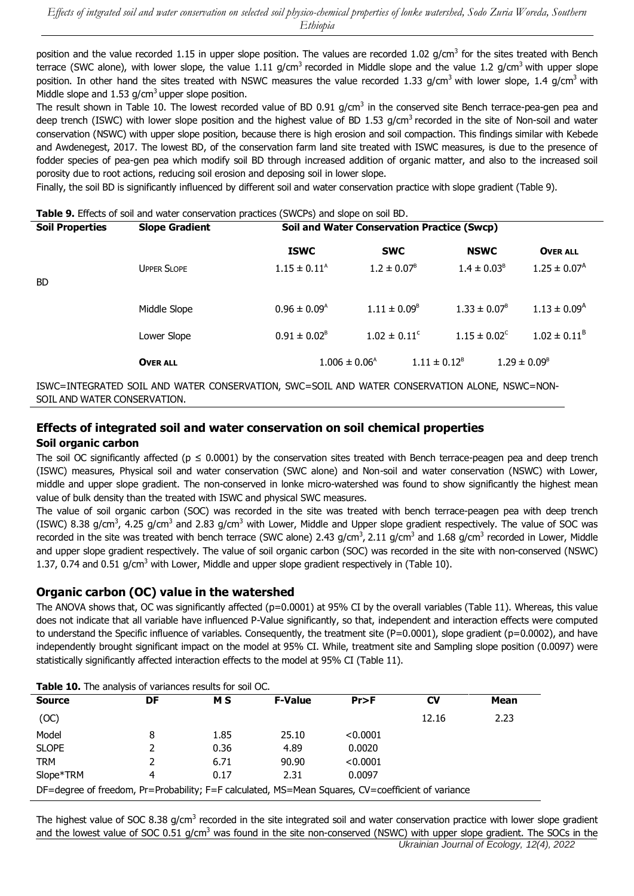position and the value recorded 1.15 in upper slope position. The values are recorded 1.02 g/cm$^3$ for the sites treated with Bench terrace (SWC alone), with lower slope, the value 1.11 g/cm$^3$ recorded in Middle slope and the value 1.2 g/cm$^3$ with upper slope position. In other hand the sites treated with NSWC measures the value recorded 1.33 g/cm$^3$ with lower slope, 1.4 g/cm$^3$ with Middle slope and 1.53 g/cm$^3$ upper slope position.

The result shown in Table 10. The lowest recorded value of BD 0.91 g/cm$^3$ in the conserved site Bench terrace-pea-gen pea and deep trench (ISWC) with lower slope position and the highest value of BD 1.53 g/cm$^3$ recorded in the site of Non-soil and water conservation (NSWC) with upper slope position, because there is high erosion and soil compaction. This findings similar with Kebede and Awdenegest, 2017. The lowest BD, of the conservation farm land site treated with ISWC measures, is due to the presence of fodder species of pea-gen pea which modify soil BD through increased addition of organic matter, and also to the increased soil porosity due to root actions, reducing soil erosion and deposing soil in lower slope.

Finally, the soil BD is significantly influenced by different soil and water conservation practice with slope gradient (Table 9).

**Table 9.** Effects of soil and water conservation practices (SWCPs) and slope on soil BD.

| Soil Properties | Slope Gradient | Soil and Water Conservation Practice (Swcp) | | | |
|---|---|---|---|---|---|
| | | **ISWC** | **SWC** | **NSWC** | **Over all** |
| BD | Upper Slope | $1.15 \pm 0.11^{A}$ | $1.2 \pm 0.07^{B}$ | $1.4 \pm 0.03^{B}$ | $1.25 \pm 0.07^{A}$ |
| | Middle Slope | $0.96 \pm 0.09^{A}$ | $1.11 \pm 0.09^{B}$ | $1.33 \pm 0.07^{B}$ | $1.13 \pm 0.09^{A}$ |
| | Lower Slope | $0.91 \pm 0.02^{B}$ | $1.02 \pm 0.11^{C}$ | $1.15 \pm 0.02^{C}$ | $1.02 \pm 0.11^{B}$ |
| | **Over all** | $1.006 \pm 0.06^{A}$ | $1.11 \pm 0.12^{B}$ | $1.29 \pm 0.09^{B}$ | |

ISWC=INTEGRATED SOIL AND WATER CONSERVATION, SWC=SOIL AND WATER CONSERVATION ALONE, NSWC=NON-SOIL AND WATER CONSERVATION.

## Effects of integrated soil and water conservation on soil chemical properties

### Soil organic carbon

The soil OC significantly affected ($p \leq 0.0001$) by the conservation sites treated with Bench terrace-peagen pea and deep trench (ISWC) measures, Physical soil and water conservation (SWC alone) and Non-soil and water conservation (NSWC) with Lower, middle and upper slope gradient. The non-conserved in lonke micro-watershed was found to show significantly the highest mean value of bulk density than the treated with ISWC and physical SWC measures.

The value of soil organic carbon (SOC) was recorded in the site was treated with bench terrace-peagen pea with deep trench (ISWC) 8.38 g/cm$^3$, 4.25 g/cm$^3$ and 2.83 g/cm$^3$ with Lower, Middle and Upper slope gradient respectively. The value of SOC was recorded in the site was treated with bench terrace (SWC alone) 2.43 g/cm$^3$, 2.11 g/cm$^3$ and 1.68 g/cm$^3$ recorded in Lower, Middle and upper slope gradient respectively. The value of soil organic carbon (SOC) was recorded in the site with non-conserved (NSWC) 1.37, 0.74 and 0.51 g/cm$^3$ with Lower, Middle and upper slope gradient respectively in (Table 10).

## Organic carbon (OC) value in the watershed

The ANOVA shows that, OC was significantly affected (p=0.0001) at 95% CI by the overall variables (Table 11). Whereas, this value does not indicate that all variable have influenced P-Value significantly, so that, independent and interaction effects were computed to understand the Specific influence of variables. Consequently, the treatment site (P=0.0001), slope gradient (p=0.0002), and have independently brought significant impact on the model at 95% CI. While, treatment site and Sampling slope position (0.0097) were statistically significantly affected interaction effects to the model at 95% CI (Table 11).

**Table 10.** The analysis of variances results for soil OC.

| Source | DF | M S | F-Value | Pr>F | CV | Mean |
|---|---|---|---|---|---|---|
| (OC) | | | | | 12.16 | 2.23 |
| Model | 8 | 1.85 | 25.10 | <0.0001 | | |
| SLOPE | 2 | 0.36 | 4.89 | 0.0020 | | |
| TRM | 2 | 6.71 | 90.90 | <0.0001 | | |
| Slope*TRM | 4 | 0.17 | 2.31 | 0.0097 | | |

DF=degree of freedom, Pr=Probability; F=F calculated, MS=Mean Squares, CV=coefficient of variance

The highest value of SOC 8.38 g/cm$^3$ recorded in the site integrated soil and water conservation practice with lower slope gradient and the lowest value of SOC 0.51 g/cm$^3$ was found in the site non-conserved (NSWC) with upper slope gradient. The SOCs in the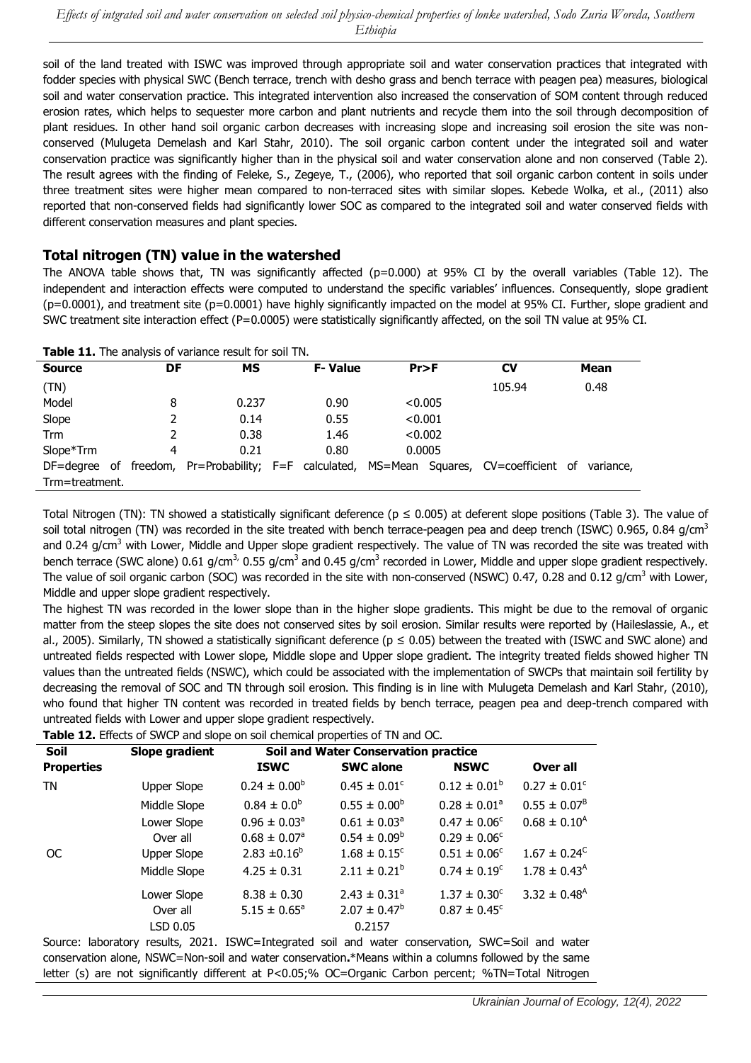soil of the land treated with ISWC was improved through appropriate soil and water conservation practices that integrated with fodder species with physical SWC (Bench terrace, trench with desho grass and bench terrace with peagen pea) measures, biological soil and water conservation practice. This integrated intervention also increased the conservation of SOM content through reduced erosion rates, which helps to sequester more carbon and plant nutrients and recycle them into the soil through decomposition of plant residues. In other hand soil organic carbon decreases with increasing slope and increasing soil erosion the site was non-conserved (Mulugeta Demelash and Karl Stahr, 2010). The soil organic carbon content under the integrated soil and water conservation practice was significantly higher than in the physical soil and water conservation alone and non conserved (Table 2). The result agrees with the finding of Feleke, S., Zegeye, T., (2006), who reported that soil organic carbon content in soils under three treatment sites were higher mean compared to non-terraced sites with similar slopes. Kebede Wolka, et al., (2011) also reported that non-conserved fields had significantly lower SOC as compared to the integrated soil and water conserved fields with different conservation measures and plant species.

## Total nitrogen (TN) value in the watershed

The ANOVA table shows that, TN was significantly affected (p=0.000) at 95% CI by the overall variables (Table 12). The independent and interaction effects were computed to understand the specific variables' influences. Consequently, slope gradient (p=0.0001), and treatment site (p=0.0001) have highly significantly impacted on the model at 95% CI. Further, slope gradient and SWC treatment site interaction effect (P=0.0005) were statistically significantly affected, on the soil TN value at 95% CI.

**Table 11.** The analysis of variance result for soil TN.

| Source | DF | MS | F- Value | Pr>F | CV | Mean |
|---|---|---|---|---|---|---|
| (TN) | | | | | 105.94 | 0.48 |
| Model | 8 | 0.237 | 0.90 | <0.005 | | |
| Slope | 2 | 0.14 | 0.55 | <0.001 | | |
| Trm | 2 | 0.38 | 1.46 | <0.002 | | |
| Slope*Trm | 4 | 0.21 | 0.80 | 0.0005 | | |

DF=degree of freedom, Pr=Probability; F=F calculated, MS=Mean Squares, CV=coefficient of variance, Trm=treatment.

Total Nitrogen (TN): TN showed a statistically significant deference (p ≤ 0.005) at deferent slope positions (Table 3). The value of soil total nitrogen (TN) was recorded in the site treated with bench terrace-peagen pea and deep trench (ISWC) 0.965, 0.84 g/cm$^3$ and 0.24 g/cm$^3$ with Lower, Middle and Upper slope gradient respectively. The value of TN was recorded the site was treated with bench terrace (SWC alone) 0.61 g/cm$^3$, 0.55 g/cm$^3$ and 0.45 g/cm$^3$ recorded in Lower, Middle and upper slope gradient respectively. The value of soil organic carbon (SOC) was recorded in the site with non-conserved (NSWC) 0.47, 0.28 and 0.12 g/cm$^3$ with Lower, Middle and upper slope gradient respectively.

The highest TN was recorded in the lower slope than in the higher slope gradients. This might be due to the removal of organic matter from the steep slopes the site does not conserved sites by soil erosion. Similar results were reported by (Haileslassie, A., et al., 2005). Similarly, TN showed a statistically significant deference (p ≤ 0.05) between the treated with (ISWC and SWC alone) and untreated fields respected with Lower slope, Middle slope and Upper slope gradient. The integrity treated fields showed higher TN values than the untreated fields (NSWC), which could be associated with the implementation of SWCPs that maintain soil fertility by decreasing the removal of SOC and TN through soil erosion. This finding is in line with Mulugeta Demelash and Karl Stahr, (2010), who found that higher TN content was recorded in treated fields by bench terrace, peagen pea and deep-trench compared with untreated fields with Lower and upper slope gradient respectively.

**Table 12.** Effects of SWCP and slope on soil chemical properties of TN and OC.

| Soil Properties | Slope gradient | Soil and Water Conservation practice | | | |
|---|---|---|---|---|---|
| | | ISWC | SWC alone | NSWC | Over all |
| TN | Upper Slope | $0.24 \pm 0.00^b$ | $0.45 \pm 0.01^c$ | $0.12 \pm 0.01^b$ | $0.27 \pm 0.01^c$ |
| | Middle Slope | $0.84 \pm 0.0^b$ | $0.55 \pm 0.00^b$ | $0.28 \pm 0.01^a$ | $0.55 \pm 0.07^B$ |
| | Lower Slope | $0.96 \pm 0.03^a$ | $0.61 \pm 0.03^a$ | $0.47 \pm 0.06^c$ | $0.68 \pm 0.10^A$ |
| | Over all | $0.68 \pm 0.07^a$ | $0.54 \pm 0.09^b$ | $0.29 \pm 0.06^c$ | |
| OC | Upper Slope | $2.83 \pm 0.16^b$ | $1.68 \pm 0.15^c$ | $0.51 \pm 0.06^c$ | $1.67 \pm 0.24^C$ |
| | Middle Slope | $4.25 \pm 0.31$ | $2.11 \pm 0.21^b$ | $0.74 \pm 0.19^c$ | $1.78 \pm 0.43^A$ |
| | Lower Slope | $8.38 \pm 0.30$ | $2.43 \pm 0.31^a$ | $1.37 \pm 0.30^c$ | $3.32 \pm 0.48^A$ |
| | Over all | $5.15 \pm 0.65^a$ | $2.07 \pm 0.47^b$ | $0.87 \pm 0.45^c$ | |
| | LSD 0.05 | | 0.2157 | | |

Source: laboratory results, 2021. ISWC=Integrated soil and water conservation, SWC=Soil and water conservation alone, NSWC=Non-soil and water conservation.*Means within a columns followed by the same letter (s) are not significantly different at P<0.05;% OC=Organic Carbon percent; %TN=Total Nitrogen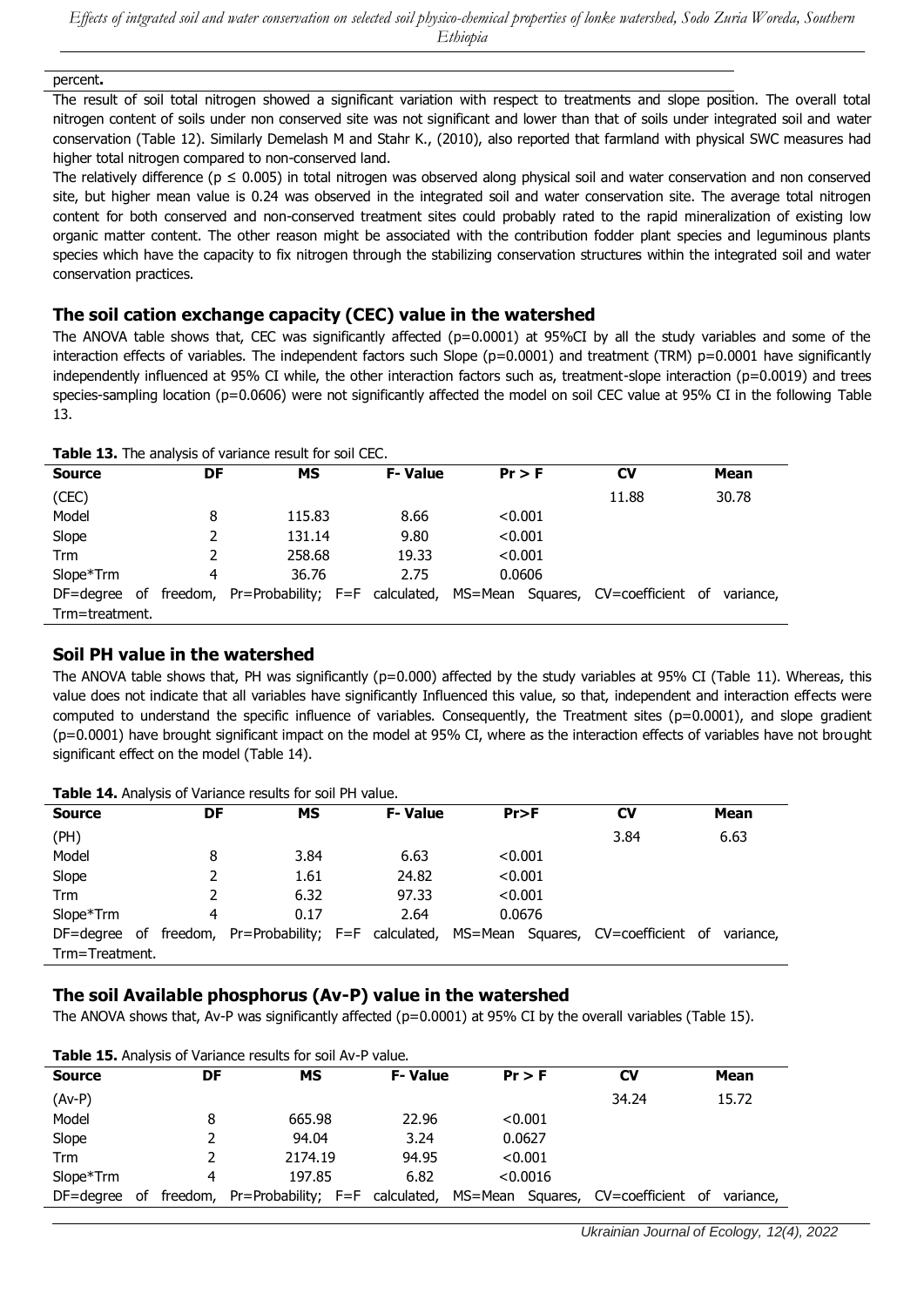percent**.**

The result of soil total nitrogen showed a significant variation with respect to treatments and slope position. The overall total nitrogen content of soils under non conserved site was not significant and lower than that of soils under integrated soil and water conservation (Table 12). Similarly Demelash M and Stahr K., (2010), also reported that farmland with physical SWC measures had higher total nitrogen compared to non-conserved land.

The relatively difference ($p \leq 0.005$) in total nitrogen was observed along physical soil and water conservation and non conserved site, but higher mean value is 0.24 was observed in the integrated soil and water conservation site. The average total nitrogen content for both conserved and non-conserved treatment sites could probably rated to the rapid mineralization of existing low organic matter content. The other reason might be associated with the contribution fodder plant species and leguminous plants species which have the capacity to fix nitrogen through the stabilizing conservation structures within the integrated soil and water conservation practices.

## The soil cation exchange capacity (CEC) value in the watershed

The ANOVA table shows that, CEC was significantly affected (p=0.0001) at 95%CI by all the study variables and some of the interaction effects of variables. The independent factors such Slope (p=0.0001) and treatment (TRM) p=0.0001 have significantly independently influenced at 95% CI while, the other interaction factors such as, treatment-slope interaction (p=0.0019) and trees species-sampling location (p=0.0606) were not significantly affected the model on soil CEC value at 95% CI in the following Table 13.

**Table 13.** The analysis of variance result for soil CEC.

| Source | DF | MS | F- Value | Pr > F | CV | Mean |
|---|---|---|---|---|---|---|
| (CEC) | | | | | 11.88 | 30.78 |
| Model | 8 | 115.83 | 8.66 | <0.001 | | |
| Slope | 2 | 131.14 | 9.80 | <0.001 | | |
| Trm | 2 | 258.68 | 19.33 | <0.001 | | |
| Slope*Trm | 4 | 36.76 | 2.75 | 0.0606 | | |

DF=degree of freedom, Pr=Probability; F=F calculated, MS=Mean Squares, CV=coefficient of variance, Trm=treatment.

## Soil PH value in the watershed

The ANOVA table shows that, PH was significantly (p=0.000) affected by the study variables at 95% CI (Table 11). Whereas, this value does not indicate that all variables have significantly Influenced this value, so that, independent and interaction effects were computed to understand the specific influence of variables. Consequently, the Treatment sites (p=0.0001), and slope gradient (p=0.0001) have brought significant impact on the model at 95% CI, where as the interaction effects of variables have not brought significant effect on the model (Table 14).

**Table 14.** Analysis of Variance results for soil PH value.

| Source | DF | MS | F- Value | Pr>F | CV | Mean |
|---|---|---|---|---|---|---|
| (PH) | | | | | 3.84 | 6.63 |
| Model | 8 | 3.84 | 6.63 | <0.001 | | |
| Slope | 2 | 1.61 | 24.82 | <0.001 | | |
| Trm | 2 | 6.32 | 97.33 | <0.001 | | |
| Slope*Trm | 4 | 0.17 | 2.64 | 0.0676 | | |

DF=degree of freedom, Pr=Probability; F=F calculated, MS=Mean Squares, CV=coefficient of variance, Trm=Treatment.

## The soil Available phosphorus (Av-P) value in the watershed

The ANOVA shows that, Av-P was significantly affected (p=0.0001) at 95% CI by the overall variables (Table 15).

**Table 15.** Analysis of Variance results for soil Av-P value.

| Source | DF | MS | F- Value | Pr > F | CV | Mean |
|---|---|---|---|---|---|---|
| (Av-P) | | | | | 34.24 | 15.72 |
| Model | 8 | 665.98 | 22.96 | <0.001 | | |
| Slope | 2 | 94.04 | 3.24 | 0.0627 | | |
| Trm | 2 | 2174.19 | 94.95 | <0.001 | | |
| Slope*Trm | 4 | 197.85 | 6.82 | <0.0016 | | |

DF=degree of freedom, Pr=Probability; F=F calculated, MS=Mean Squares, CV=coefficient of variance,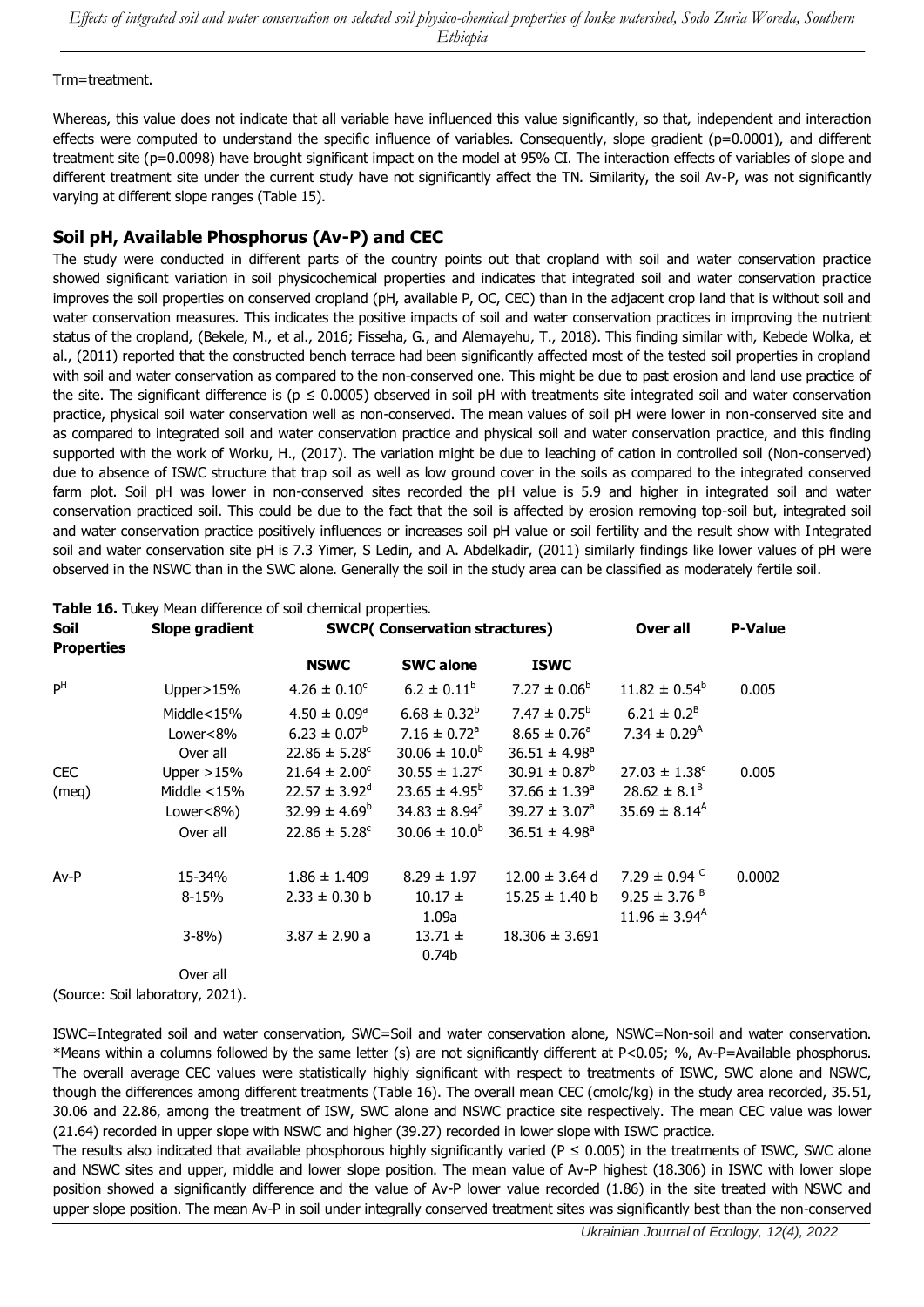Trm=treatment.

Whereas, this value does not indicate that all variable have influenced this value significantly, so that, independent and interaction effects were computed to understand the specific influence of variables. Consequently, slope gradient (p=0.0001), and different treatment site (p=0.0098) have brought significant impact on the model at 95% CI. The interaction effects of variables of slope and different treatment site under the current study have not significantly affect the TN. Similarity, the soil Av-P, was not significantly varying at different slope ranges (Table 15).

## Soil pH, Available Phosphorus (Av-P) and CEC

The study were conducted in different parts of the country points out that cropland with soil and water conservation practice showed significant variation in soil physicochemical properties and indicates that integrated soil and water conservation practice improves the soil properties on conserved cropland (pH, available P, OC, CEC) than in the adjacent crop land that is without soil and water conservation measures. This indicates the positive impacts of soil and water conservation practices in improving the nutrient status of the cropland, (Bekele, M., et al., 2016; Fisseha, G., and Alemayehu, T., 2018). This finding similar with, Kebede Wolka, et al., (2011) reported that the constructed bench terrace had been significantly affected most of the tested soil properties in cropland with soil and water conservation as compared to the non-conserved one. This might be due to past erosion and land use practice of the site. The significant difference is ($p \leq 0.0005$) observed in soil pH with treatments site integrated soil and water conservation practice, physical soil water conservation well as non-conserved. The mean values of soil pH were lower in non-conserved site and as compared to integrated soil and water conservation practice and physical soil and water conservation practice, and this finding supported with the work of Worku, H., (2017). The variation might be due to leaching of cation in controlled soil (Non-conserved) due to absence of ISWC structure that trap soil as well as low ground cover in the soils as compared to the integrated conserved farm plot. Soil pH was lower in non-conserved sites recorded the pH value is 5.9 and higher in integrated soil and water conservation practiced soil. This could be due to the fact that the soil is affected by erosion removing top-soil but, integrated soil and water conservation practice positively influences or increases soil pH value or soil fertility and the result show with Integrated soil and water conservation site pH is 7.3 Yimer, S Ledin, and A. Abdelkadir, (2011) similarly findings like lower values of pH were observed in the NSWC than in the SWC alone. Generally the soil in the study area can be classified as moderately fertile soil.

**Table 16.** Tukey Mean difference of soil chemical properties.

| Soil Properties | Slope gradient | SWCP( Conservation stractures) | | | Over all | P-Value |
|---|---|---|---|---|---|---|
| | | **NSWC** | **SWC alone** | **ISWC** | | |
| $P^H$ | Upper>15% | $4.26 \pm 0.10^c$ | $6.2 \pm 0.11^b$ | $7.27 \pm 0.06^b$ | $11.82 \pm 0.54^b$ | 0.005 |
| | Middle<15% | $4.50 \pm 0.09^a$ | $6.68 \pm 0.32^b$ | $7.47 \pm 0.75^b$ | $6.21 \pm 0.2^B$ | |
| | Lower<8% | $6.23 \pm 0.07^b$ | $7.16 \pm 0.72^a$ | $8.65 \pm 0.76^a$ | $7.34 \pm 0.29^A$ | |
| | Over all | $22.86 \pm 5.28^c$ | $30.06 \pm 10.0^b$ | $36.51 \pm 4.98^a$ | | |
| CEC (meq) | Upper >15% | $21.64 \pm 2.00^c$ | $30.55 \pm 1.27^c$ | $30.91 \pm 0.87^b$ | $27.03 \pm 1.38^c$ | 0.005 |
| | Middle <15% | $22.57 \pm 3.92^d$ | $23.65 \pm 4.95^b$ | $37.66 \pm 1.39^a$ | $28.62 \pm 8.1^B$ | |
| | Lower<8%) | $32.99 \pm 4.69^b$ | $34.83 \pm 8.94^a$ | $39.27 \pm 3.07^a$ | $35.69 \pm 8.14^A$ | |
| | Over all | $22.86 \pm 5.28^c$ | $30.06 \pm 10.0^b$ | $36.51 \pm 4.98^a$ | | |
| Av-P | 15-34% | $1.86 \pm 1.409$ | $8.29 \pm 1.97$ | $12.00 \pm 3.64$ d | $7.29 \pm 0.94^C$ | 0.0002 |
| | 8-15% | $2.33 \pm 0.30$ b | $10.17 \pm 1.09$a | $15.25 \pm 1.40$ b | $9.25 \pm 3.76^B$ | |
| | | | | | $11.96 \pm 3.94^A$ | |
| | 3-8%) | $3.87 \pm 2.90$ a | $13.71 \pm 0.74$b | $18.306 \pm 3.691$ | | |
| | Over all | | | | | |

(Source: Soil laboratory, 2021).

ISWC=Integrated soil and water conservation, SWC=Soil and water conservation alone, NSWC=Non-soil and water conservation. *Means within a columns followed by the same letter (s) are not significantly different at P<0.05; %, Av-P=Available phosphorus. The overall average CEC values were statistically highly significant with respect to treatments of ISWC, SWC alone and NSWC, though the differences among different treatments (Table 16). The overall mean CEC (cmolc/kg) in the study area recorded, 35.51, 30.06 and 22.86, among the treatment of ISW, SWC alone and NSWC practice site respectively. The mean CEC value was lower (21.64) recorded in upper slope with NSWC and higher (39.27) recorded in lower slope with ISWC practice.

The results also indicated that available phosphorous highly significantly varied ($P \leq 0.005$) in the treatments of ISWC, SWC alone and NSWC sites and upper, middle and lower slope position. The mean value of Av-P highest (18.306) in ISWC with lower slope position showed a significantly difference and the value of Av-P lower value recorded (1.86) in the site treated with NSWC and upper slope position. The mean Av-P in soil under integrally conserved treatment sites was significantly best than the non-conserved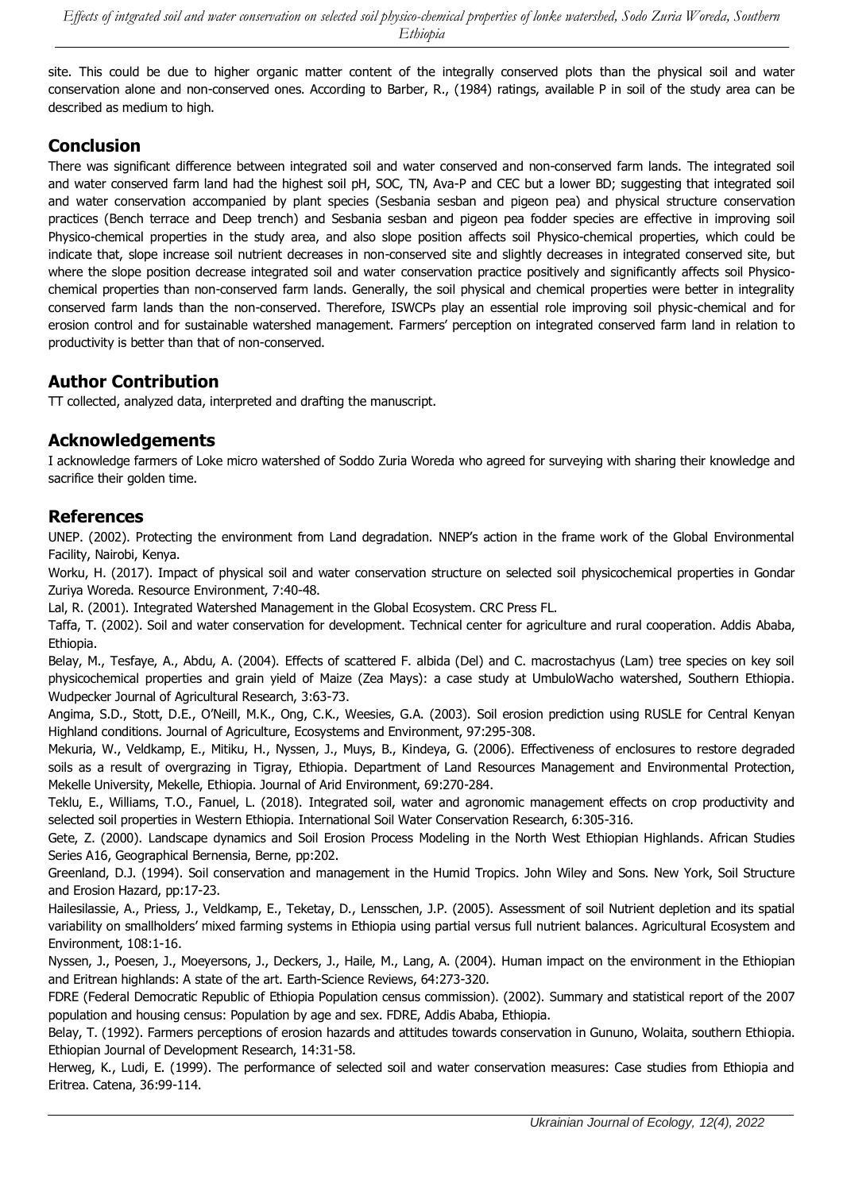site. This could be due to higher organic matter content of the integrally conserved plots than the physical soil and water conservation alone and non-conserved ones. According to Barber, R., (1984) ratings, available P in soil of the study area can be described as medium to high.

## Conclusion

There was significant difference between integrated soil and water conserved and non-conserved farm lands. The integrated soil and water conserved farm land had the highest soil pH, SOC, TN, Ava-P and CEC but a lower BD; suggesting that integrated soil and water conservation accompanied by plant species (Sesbania sesban and pigeon pea) and physical structure conservation practices (Bench terrace and Deep trench) and Sesbania sesban and pigeon pea fodder species are effective in improving soil Physico-chemical properties in the study area, and also slope position affects soil Physico-chemical properties, which could be indicate that, slope increase soil nutrient decreases in non-conserved site and slightly decreases in integrated conserved site, but where the slope position decrease integrated soil and water conservation practice positively and significantly affects soil Physico-chemical properties than non-conserved farm lands. Generally, the soil physical and chemical properties were better in integrality conserved farm lands than the non-conserved. Therefore, ISWCPs play an essential role improving soil physic-chemical and for erosion control and for sustainable watershed management. Farmers' perception on integrated conserved farm land in relation to productivity is better than that of non-conserved.

## Author Contribution

TT collected, analyzed data, interpreted and drafting the manuscript.

## Acknowledgements

I acknowledge farmers of Loke micro watershed of Soddo Zuria Woreda who agreed for surveying with sharing their knowledge and sacrifice their golden time.

## References

UNEP. (2002). Protecting the environment from Land degradation. NNEP's action in the frame work of the Global Environmental Facility, Nairobi, Kenya.

Worku, H. (2017). Impact of physical soil and water conservation structure on selected soil physicochemical properties in Gondar Zuriya Woreda. Resource Environment, 7:40-48.

Lal, R. (2001). Integrated Watershed Management in the Global Ecosystem. CRC Press FL.

Taffa, T. (2002). Soil and water conservation for development. Technical center for agriculture and rural cooperation. Addis Ababa, Ethiopia.

Belay, M., Tesfaye, A., Abdu, A. (2004). Effects of scattered F. albida (Del) and C. macrostachyus (Lam) tree species on key soil physicochemical properties and grain yield of Maize (Zea Mays): a case study at UmbuloWacho watershed, Southern Ethiopia. Wudpecker Journal of Agricultural Research, 3:63-73.

Angima, S.D., Stott, D.E., O'Neill, M.K., Ong, C.K., Weesies, G.A. (2003). Soil erosion prediction using RUSLE for Central Kenyan Highland conditions. Journal of Agriculture, Ecosystems and Environment, 97:295-308.

Mekuria, W., Veldkamp, E., Mitiku, H., Nyssen, J., Muys, B., Kindeya, G. (2006). Effectiveness of enclosures to restore degraded soils as a result of overgrazing in Tigray, Ethiopia. Department of Land Resources Management and Environmental Protection, Mekelle University, Mekelle, Ethiopia. Journal of Arid Environment, 69:270-284.

Teklu, E., Williams, T.O., Fanuel, L. (2018). Integrated soil, water and agronomic management effects on crop productivity and selected soil properties in Western Ethiopia. International Soil Water Conservation Research, 6:305-316.

Gete, Z. (2000). Landscape dynamics and Soil Erosion Process Modeling in the North West Ethiopian Highlands. African Studies Series A16, Geographical Bernensia, Berne, pp:202.

Greenland, D.J. (1994). Soil conservation and management in the Humid Tropics. John Wiley and Sons. New York, Soil Structure and Erosion Hazard, pp:17-23.

Hailesilassie, A., Priess, J., Veldkamp, E., Teketay, D., Lensschen, J.P. (2005). Assessment of soil Nutrient depletion and its spatial variability on smallholders' mixed farming systems in Ethiopia using partial versus full nutrient balances. Agricultural Ecosystem and Environment, 108:1-16.

Nyssen, J., Poesen, J., Moeyersons, J., Deckers, J., Haile, M., Lang, A. (2004). Human impact on the environment in the Ethiopian and Eritrean highlands: A state of the art. Earth-Science Reviews, 64:273-320.

FDRE (Federal Democratic Republic of Ethiopia Population census commission). (2002). Summary and statistical report of the 2007 population and housing census: Population by age and sex. FDRE, Addis Ababa, Ethiopia.

Belay, T. (1992). Farmers perceptions of erosion hazards and attitudes towards conservation in Gununo, Wolaita, southern Ethiopia. Ethiopian Journal of Development Research, 14:31-58.

Herweg, K., Ludi, E. (1999). The performance of selected soil and water conservation measures: Case studies from Ethiopia and Eritrea. Catena, 36:99-114.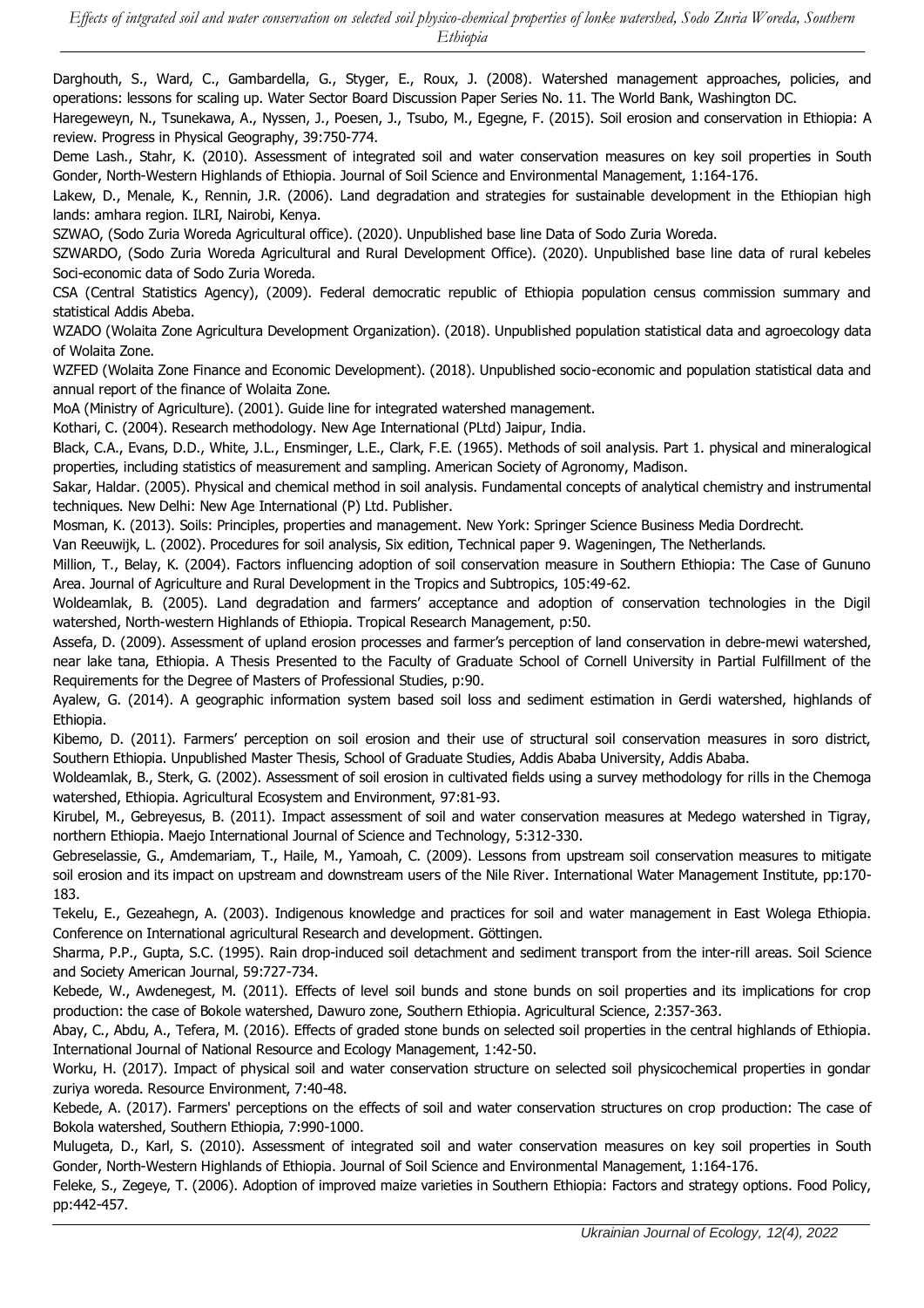Darghouth, S., Ward, C., Gambardella, G., Styger, E., Roux, J. (2008). Watershed management approaches, policies, and operations: lessons for scaling up. Water Sector Board Discussion Paper Series No. 11. The World Bank, Washington DC.

Haregeweyn, N., Tsunekawa, A., Nyssen, J., Poesen, J., Tsubo, M., Egegne, F. (2015). Soil erosion and conservation in Ethiopia: A review. Progress in Physical Geography, 39:750-774.

Deme Lash., Stahr, K. (2010). Assessment of integrated soil and water conservation measures on key soil properties in South Gonder, North-Western Highlands of Ethiopia. Journal of Soil Science and Environmental Management, 1:164-176.

Lakew, D., Menale, K., Rennin, J.R. (2006). Land degradation and strategies for sustainable development in the Ethiopian high lands: amhara region. ILRI, Nairobi, Kenya.

SZWAO, (Sodo Zuria Woreda Agricultural office). (2020). Unpublished base line Data of Sodo Zuria Woreda.

SZWARDO, (Sodo Zuria Woreda Agricultural and Rural Development Office). (2020). Unpublished base line data of rural kebeles Soci-economic data of Sodo Zuria Woreda.

CSA (Central Statistics Agency), (2009). Federal democratic republic of Ethiopia population census commission summary and statistical Addis Abeba.

WZADO (Wolaita Zone Agricultura Development Organization). (2018). Unpublished population statistical data and agroecology data of Wolaita Zone.

WZFED (Wolaita Zone Finance and Economic Development). (2018). Unpublished socio-economic and population statistical data and annual report of the finance of Wolaita Zone.

MoA (Ministry of Agriculture). (2001). Guide line for integrated watershed management.

Kothari, C. (2004). Research methodology. New Age International (PLtd) Jaipur, India.

Black, C.A., Evans, D.D., White, J.L., Ensminger, L.E., Clark, F.E. (1965). Methods of soil analysis. Part 1. physical and mineralogical properties, including statistics of measurement and sampling. American Society of Agronomy, Madison.

Sakar, Haldar. (2005). Physical and chemical method in soil analysis. Fundamental concepts of analytical chemistry and instrumental techniques. New Delhi: New Age International (P) Ltd. Publisher.

Mosman, K. (2013). Soils: Principles, properties and management. New York: Springer Science Business Media Dordrecht.

Van Reeuwijk, L. (2002). Procedures for soil analysis, Six edition, Technical paper 9. Wageningen, The Netherlands.

Million, T., Belay, K. (2004). Factors influencing adoption of soil conservation measure in Southern Ethiopia: The Case of Gununo Area. Journal of Agriculture and Rural Development in the Tropics and Subtropics, 105:49-62.

Woldeamlak, B. (2005). Land degradation and farmers' acceptance and adoption of conservation technologies in the Digil watershed, North-western Highlands of Ethiopia. Tropical Research Management, p:50.

Assefa, D. (2009). Assessment of upland erosion processes and farmer's perception of land conservation in debre-mewi watershed, near lake tana, Ethiopia. A Thesis Presented to the Faculty of Graduate School of Cornell University in Partial Fulfillment of the Requirements for the Degree of Masters of Professional Studies, p:90.

Ayalew, G. (2014). A geographic information system based soil loss and sediment estimation in Gerdi watershed, highlands of Ethiopia.

Kibemo, D. (2011). Farmers' perception on soil erosion and their use of structural soil conservation measures in soro district, Southern Ethiopia. Unpublished Master Thesis, School of Graduate Studies, Addis Ababa University, Addis Ababa.

Woldeamlak, B., Sterk, G. (2002). Assessment of soil erosion in cultivated fields using a survey methodology for rills in the Chemoga watershed, Ethiopia. Agricultural Ecosystem and Environment, 97:81-93.

Kirubel, M., Gebreyesus, B. (2011). Impact assessment of soil and water conservation measures at Medego watershed in Tigray, northern Ethiopia. Maejo International Journal of Science and Technology, 5:312-330.

Gebreselassie, G., Amdemariam, T., Haile, M., Yamoah, C. (2009). Lessons from upstream soil conservation measures to mitigate soil erosion and its impact on upstream and downstream users of the Nile River. International Water Management Institute, pp:170-183.

Tekelu, E., Gezeahegn, A. (2003). Indigenous knowledge and practices for soil and water management in East Wolega Ethiopia. Conference on International agricultural Research and development. Göttingen.

Sharma, P.P., Gupta, S.C. (1995). Rain drop-induced soil detachment and sediment transport from the inter-rill areas. Soil Science and Society American Journal, 59:727-734.

Kebede, W., Awdenegest, M. (2011). Effects of level soil bunds and stone bunds on soil properties and its implications for crop production: the case of Bokole watershed, Dawuro zone, Southern Ethiopia. Agricultural Science, 2:357-363.

Abay, C., Abdu, A., Tefera, M. (2016). Effects of graded stone bunds on selected soil properties in the central highlands of Ethiopia. International Journal of National Resource and Ecology Management, 1:42-50.

Worku, H. (2017). Impact of physical soil and water conservation structure on selected soil physicochemical properties in gondar zuriya woreda. Resource Environment, 7:40-48.

Kebede, A. (2017). Farmers' perceptions on the effects of soil and water conservation structures on crop production: The case of Bokola watershed, Southern Ethiopia, 7:990-1000.

Mulugeta, D., Karl, S. (2010). Assessment of integrated soil and water conservation measures on key soil properties in South Gonder, North-Western Highlands of Ethiopia. Journal of Soil Science and Environmental Management, 1:164-176.

Feleke, S., Zegeye, T. (2006). Adoption of improved maize varieties in Southern Ethiopia: Factors and strategy options. Food Policy, pp:442-457.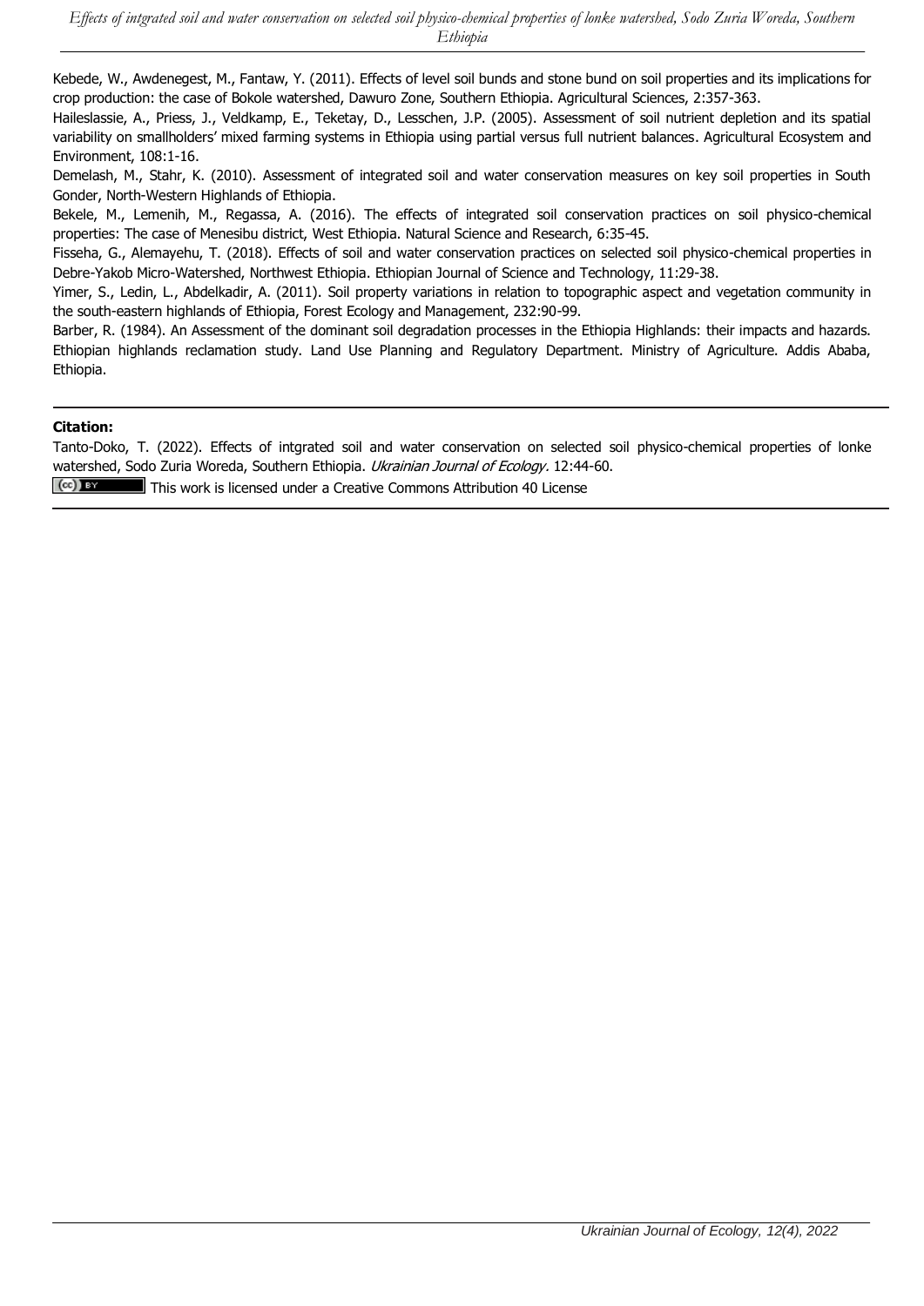Kebede, W., Awdenegest, M., Fantaw, Y. (2011). Effects of level soil bunds and stone bund on soil properties and its implications for crop production: the case of Bokole watershed, Dawuro Zone, Southern Ethiopia. Agricultural Sciences, 2:357-363.

Haileslassie, A., Priess, J., Veldkamp, E., Teketay, D., Lesschen, J.P. (2005). Assessment of soil nutrient depletion and its spatial variability on smallholders' mixed farming systems in Ethiopia using partial versus full nutrient balances. Agricultural Ecosystem and Environment, 108:1-16.

Demelash, M., Stahr, K. (2010). Assessment of integrated soil and water conservation measures on key soil properties in South Gonder, North-Western Highlands of Ethiopia.

Bekele, M., Lemenih, M., Regassa, A. (2016). The effects of integrated soil conservation practices on soil physico-chemical properties: The case of Menesibu district, West Ethiopia. Natural Science and Research, 6:35-45.

Fisseha, G., Alemayehu, T. (2018). Effects of soil and water conservation practices on selected soil physico-chemical properties in Debre-Yakob Micro-Watershed, Northwest Ethiopia. Ethiopian Journal of Science and Technology, 11:29-38.

Yimer, S., Ledin, L., Abdelkadir, A. (2011). Soil property variations in relation to topographic aspect and vegetation community in the south-eastern highlands of Ethiopia, Forest Ecology and Management, 232:90-99.

Barber, R. (1984). An Assessment of the dominant soil degradation processes in the Ethiopia Highlands: their impacts and hazards. Ethiopian highlands reclamation study. Land Use Planning and Regulatory Department. Ministry of Agriculture. Addis Ababa, Ethiopia.

**Citation:**

Tanto-Doko, T. (2022). Effects of intgrated soil and water conservation on selected soil physico-chemical properties of lonke watershed, Sodo Zuria Woreda, Southern Ethiopia. *Ukrainian Journal of Ecology.* 12:44-60.

This work is licensed under a Creative Commons Attribution 40 License